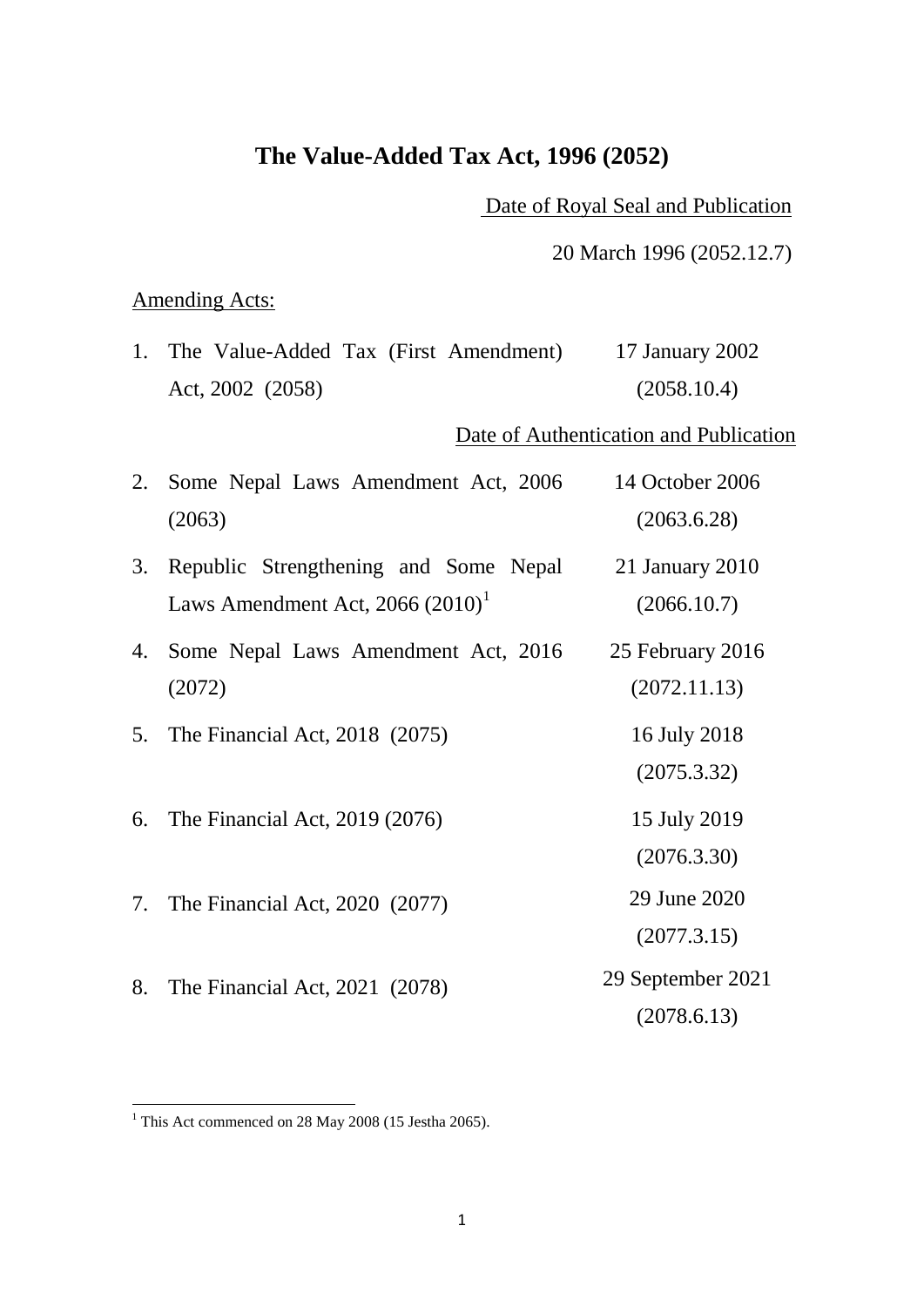# The Value-Added Tax Act, 1996 (2052)

Date of Royal Seal and Publication

20 March 1996 (2052.12.7)

Amending Acts:

| | | |
|---|---|---|
| 1. | The Value-Added Tax (First Amendment) Act, 2002 (2058) | 17 January 2002 (2058.10.4) |
| | | Date of Authentication and Publication |
| 2. | Some Nepal Laws Amendment Act, 2006 (2063) | 14 October 2006 (2063.6.28) |
| 3. | Republic Strengthening and Some Nepal Laws Amendment Act, 2066 (2010)[1] | 21 January 2010 (2066.10.7) |
| 4. | Some Nepal Laws Amendment Act, 2016 (2072) | 25 February 2016 (2072.11.13) |
| 5. | The Financial Act, 2018 (2075) | 16 July 2018 (2075.3.32) |
| 6. | The Financial Act, 2019 (2076) | 15 July 2019 (2076.3.30) |
| 7. | The Financial Act, 2020 (2077) | 29 June 2020 (2077.3.15) |
| 8. | The Financial Act, 2021 (2078) | 29 September 2021 (2078.6.13) |

[1] This Act commenced on 28 May 2008 (15 Jestha 2065).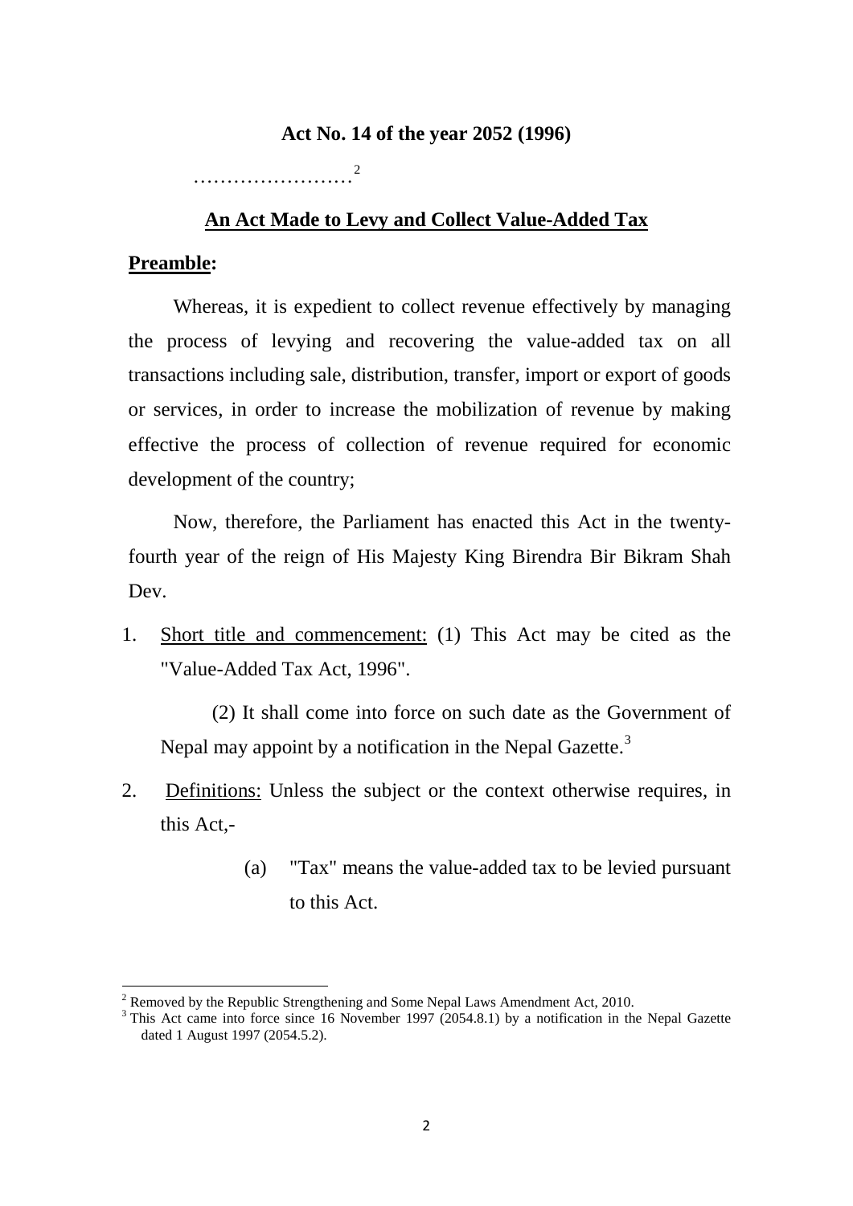**Act No. 14 of the year 2052 (1996)**

……………………[2]

## An Act Made to Levy and Collect Value-Added Tax

**Preamble:**

Whereas, it is expedient to collect revenue effectively by managing the process of levying and recovering the value-added tax on all transactions including sale, distribution, transfer, import or export of goods or services, in order to increase the mobilization of revenue by making effective the process of collection of revenue required for economic development of the country;

Now, therefore, the Parliament has enacted this Act in the twenty-fourth year of the reign of His Majesty King Birendra Bir Bikram Shah Dev.

1. Short title and commencement: (1) This Act may be cited as the "Value-Added Tax Act, 1996".

   (2) It shall come into force on such date as the Government of Nepal may appoint by a notification in the Nepal Gazette.[3]

2. Definitions: Unless the subject or the context otherwise requires, in this Act,-

   (a) "Tax" means the value-added tax to be levied pursuant to this Act.

---

[2] Removed by the Republic Strengthening and Some Nepal Laws Amendment Act, 2010.

[3] This Act came into force since 16 November 1997 (2054.8.1) by a notification in the Nepal Gazette dated 1 August 1997 (2054.5.2).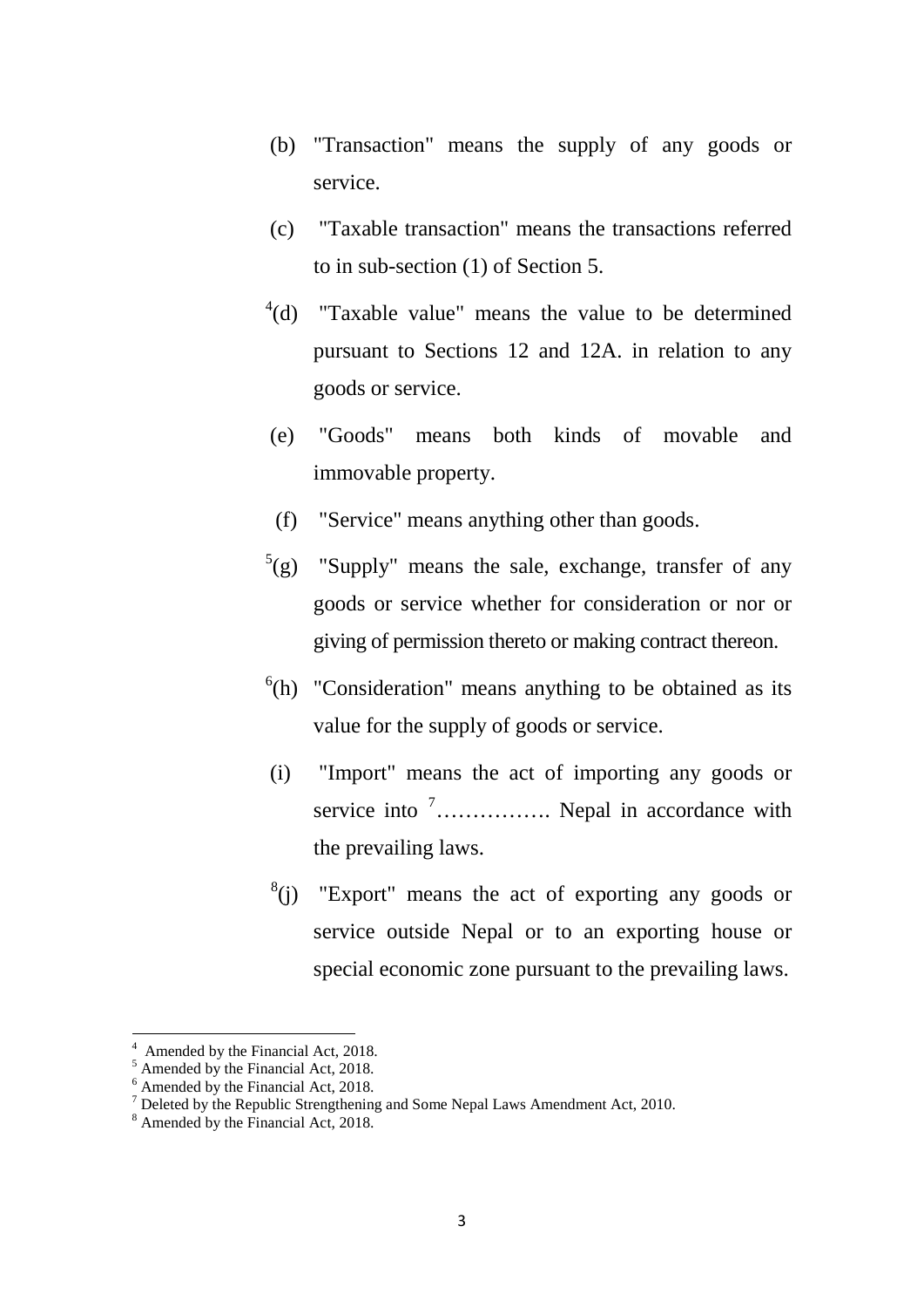(b) "Transaction" means the supply of any goods or service.

(c) "Taxable transaction" means the transactions referred to in sub-section (1) of Section 5.

[4](d) "Taxable value" means the value to be determined pursuant to Sections 12 and 12A. in relation to any goods or service.

(e) "Goods" means both kinds of movable and immovable property.

(f) "Service" means anything other than goods.

[5](g) "Supply" means the sale, exchange, transfer of any goods or service whether for consideration or nor or giving of permission thereto or making contract thereon.

[6](h) "Consideration" means anything to be obtained as its value for the supply of goods or service.

(i) "Import" means the act of importing any goods or service into [7]……………. Nepal in accordance with the prevailing laws.

[8](j) "Export" means the act of exporting any goods or service outside Nepal or to an exporting house or special economic zone pursuant to the prevailing laws.

---

[4] Amended by the Financial Act, 2018.

[5] Amended by the Financial Act, 2018.

[6] Amended by the Financial Act, 2018.

[7] Deleted by the Republic Strengthening and Some Nepal Laws Amendment Act, 2010.

[8] Amended by the Financial Act, 2018.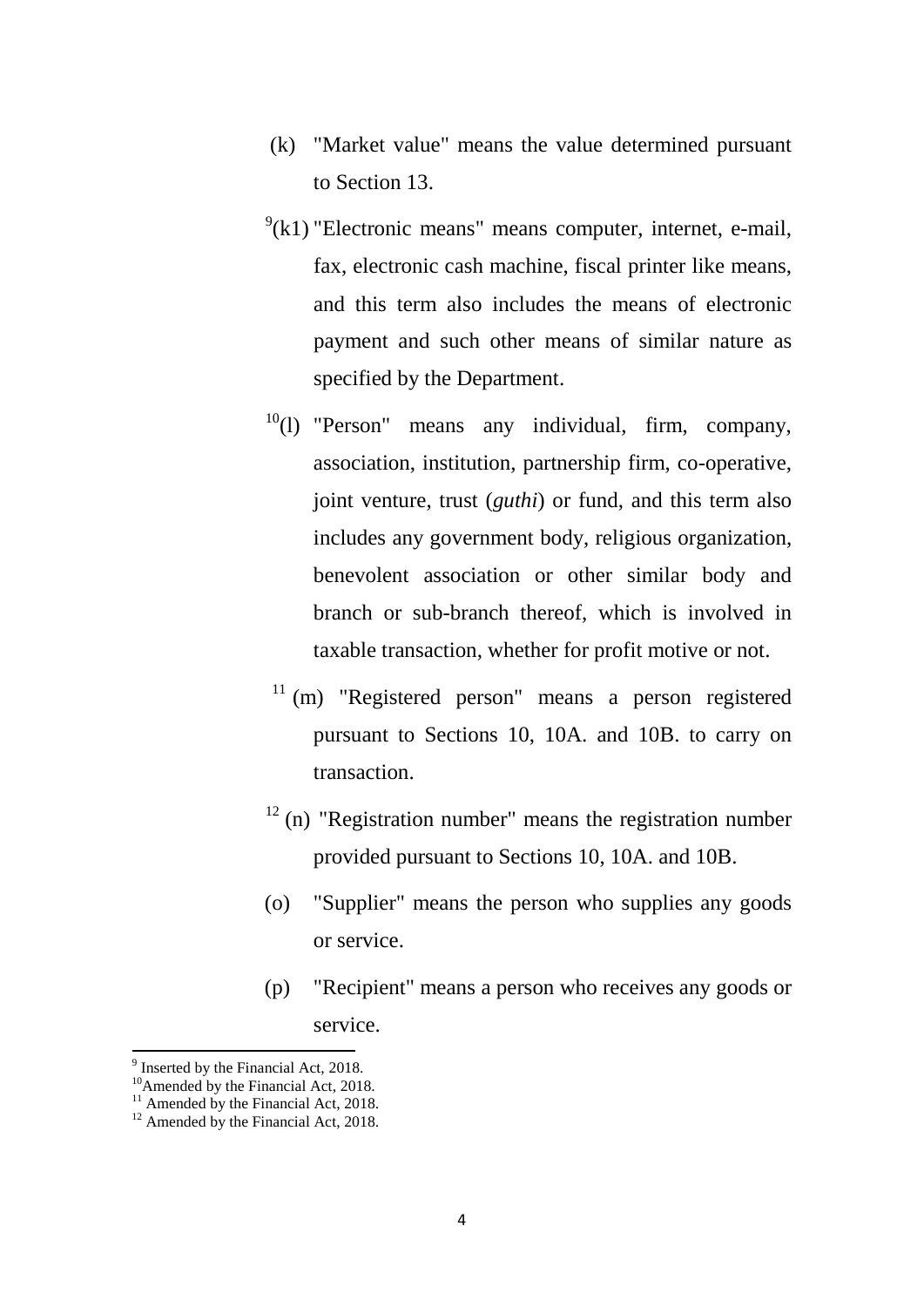(k) "Market value" means the value determined pursuant to Section 13.

[9](k1) "Electronic means" means computer, internet, e-mail, fax, electronic cash machine, fiscal printer like means, and this term also includes the means of electronic payment and such other means of similar nature as specified by the Department.

[10](l) "Person" means any individual, firm, company, association, institution, partnership firm, co-operative, joint venture, trust (*guthi*) or fund, and this term also includes any government body, religious organization, benevolent association or other similar body and branch or sub-branch thereof, which is involved in taxable transaction, whether for profit motive or not.

[11] (m) "Registered person" means a person registered pursuant to Sections 10, 10A. and 10B. to carry on transaction.

[12] (n) "Registration number" means the registration number provided pursuant to Sections 10, 10A. and 10B.

(o) "Supplier" means the person who supplies any goods or service.

(p) "Recipient" means a person who receives any goods or service.

---

[9] Inserted by the Financial Act, 2018.

[10] Amended by the Financial Act, 2018.

[11] Amended by the Financial Act, 2018.

[12] Amended by the Financial Act, 2018.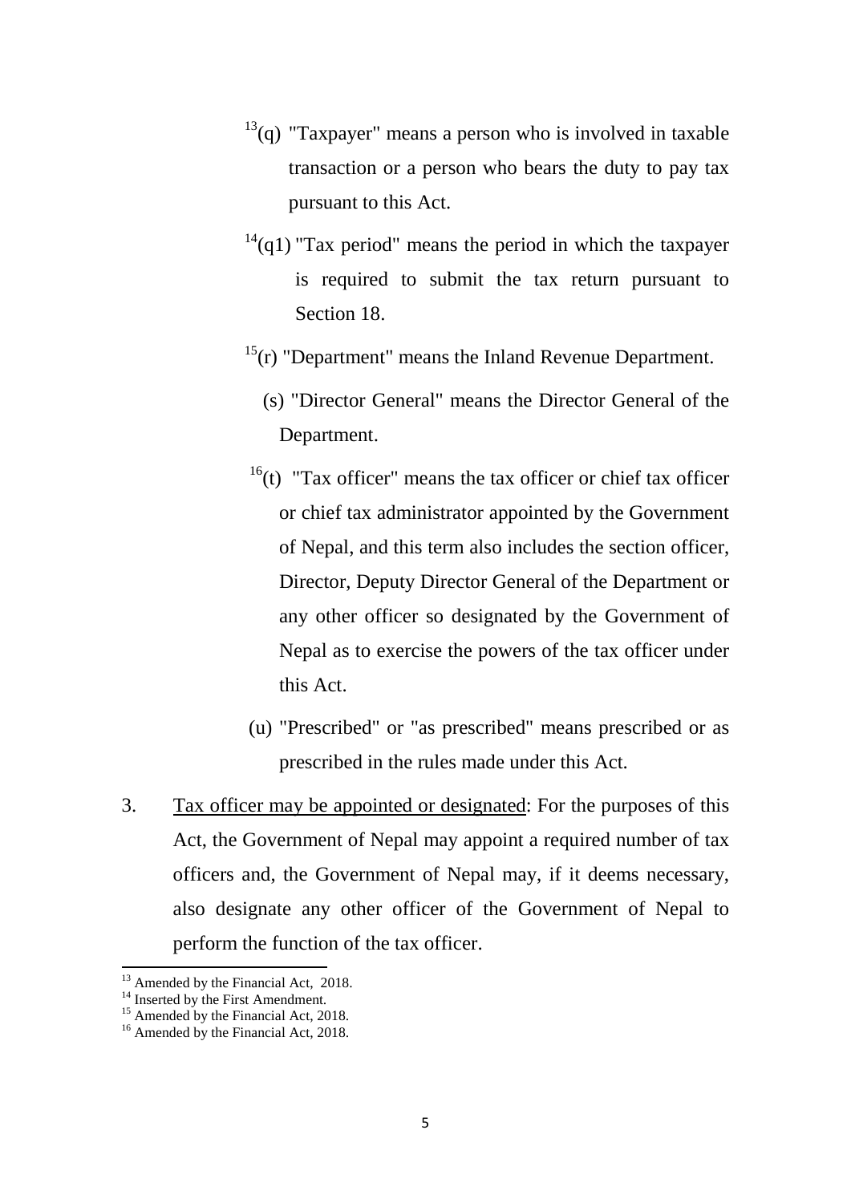[13](q) "Taxpayer" means a person who is involved in taxable transaction or a person who bears the duty to pay tax pursuant to this Act.

[14](q1) "Tax period" means the period in which the taxpayer is required to submit the tax return pursuant to Section 18.

[15](r) "Department" means the Inland Revenue Department.

(s) "Director General" means the Director General of the Department.

[16](t) "Tax officer" means the tax officer or chief tax officer or chief tax administrator appointed by the Government of Nepal, and this term also includes the section officer, Director, Deputy Director General of the Department or any other officer so designated by the Government of Nepal as to exercise the powers of the tax officer under this Act.

(u) "Prescribed" or "as prescribed" means prescribed or as prescribed in the rules made under this Act.

3. Tax officer may be appointed or designated: For the purposes of this Act, the Government of Nepal may appoint a required number of tax officers and, the Government of Nepal may, if it deems necessary, also designate any other officer of the Government of Nepal to perform the function of the tax officer.

---

[13] Amended by the Financial Act, 2018.

[14] Inserted by the First Amendment.

[15] Amended by the Financial Act, 2018.

[16] Amended by the Financial Act, 2018.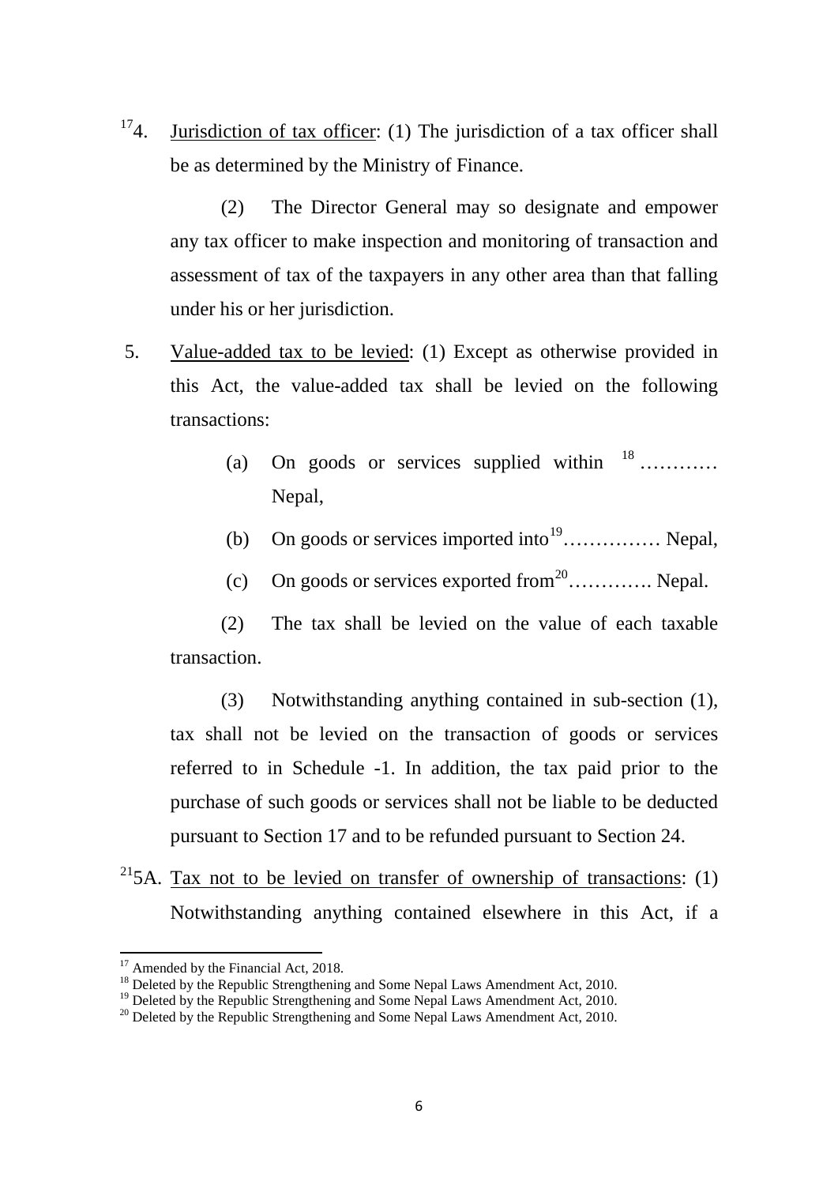[17]4. Jurisdiction of tax officer: (1) The jurisdiction of a tax officer shall be as determined by the Ministry of Finance.

(2) The Director General may so designate and empower any tax officer to make inspection and monitoring of transaction and assessment of tax of the taxpayers in any other area than that falling under his or her jurisdiction.

5. Value-added tax to be levied: (1) Except as otherwise provided in this Act, the value-added tax shall be levied on the following transactions:

(a) On goods or services supplied within [18] ………… Nepal,

(b) On goods or services imported into[19]…………… Nepal,

(c) On goods or services exported from[20]…………. Nepal.

(2) The tax shall be levied on the value of each taxable transaction.

(3) Notwithstanding anything contained in sub-section (1), tax shall not be levied on the transaction of goods or services referred to in Schedule -1. In addition, the tax paid prior to the purchase of such goods or services shall not be liable to be deducted pursuant to Section 17 and to be refunded pursuant to Section 24.

[21]5A. Tax not to be levied on transfer of ownership of transactions: (1) Notwithstanding anything contained elsewhere in this Act, if a

---

[17] Amended by the Financial Act, 2018.
[18] Deleted by the Republic Strengthening and Some Nepal Laws Amendment Act, 2010.
[19] Deleted by the Republic Strengthening and Some Nepal Laws Amendment Act, 2010.
[20] Deleted by the Republic Strengthening and Some Nepal Laws Amendment Act, 2010.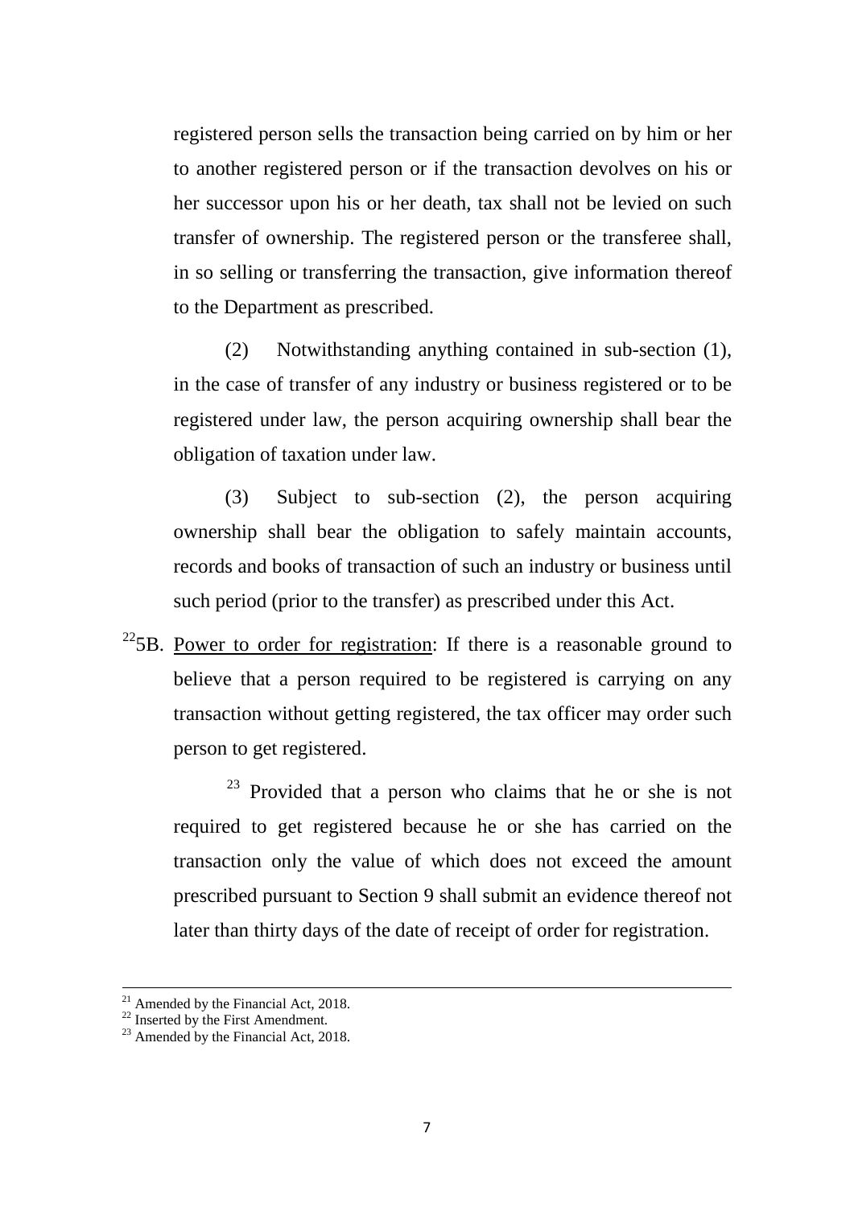registered person sells the transaction being carried on by him or her to another registered person or if the transaction devolves on his or her successor upon his or her death, tax shall not be levied on such transfer of ownership. The registered person or the transferee shall, in so selling or transferring the transaction, give information thereof to the Department as prescribed.

(2) Notwithstanding anything contained in sub-section (1), in the case of transfer of any industry or business registered or to be registered under law, the person acquiring ownership shall bear the obligation of taxation under law.

(3) Subject to sub-section (2), the person acquiring ownership shall bear the obligation to safely maintain accounts, records and books of transaction of such an industry or business until such period (prior to the transfer) as prescribed under this Act.

[22]5B. Power to order for registration: If there is a reasonable ground to believe that a person required to be registered is carrying on any transaction without getting registered, the tax officer may order such person to get registered.

[23] Provided that a person who claims that he or she is not required to get registered because he or she has carried on the transaction only the value of which does not exceed the amount prescribed pursuant to Section 9 shall submit an evidence thereof not later than thirty days of the date of receipt of order for registration.

---

[21] Amended by the Financial Act, 2018.
[22] Inserted by the First Amendment.
[23] Amended by the Financial Act, 2018.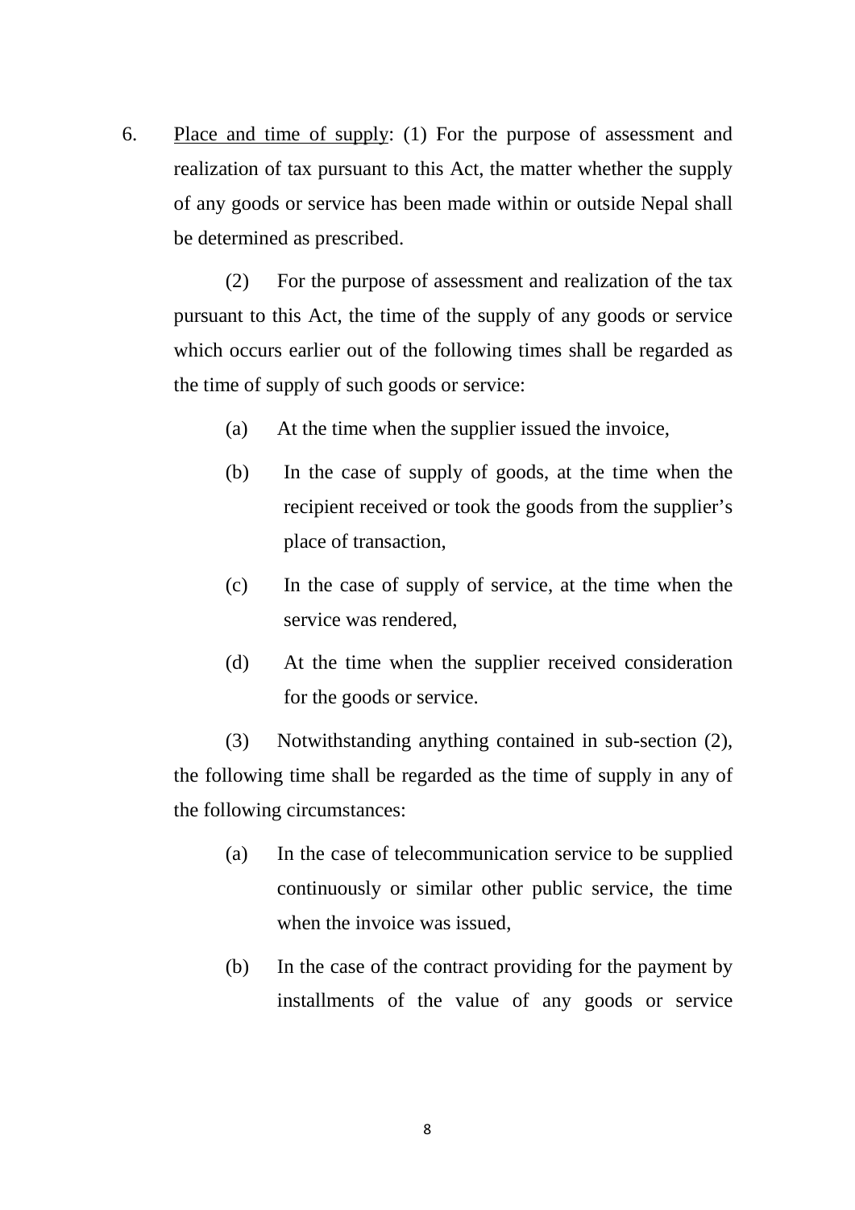6. <u>Place and time of supply</u>: (1) For the purpose of assessment and realization of tax pursuant to this Act, the matter whether the supply of any goods or service has been made within or outside Nepal shall be determined as prescribed.

(2) For the purpose of assessment and realization of the tax pursuant to this Act, the time of the supply of any goods or service which occurs earlier out of the following times shall be regarded as the time of supply of such goods or service:

(a) At the time when the supplier issued the invoice,

(b) In the case of supply of goods, at the time when the recipient received or took the goods from the supplier's place of transaction,

(c) In the case of supply of service, at the time when the service was rendered,

(d) At the time when the supplier received consideration for the goods or service.

(3) Notwithstanding anything contained in sub-section (2), the following time shall be regarded as the time of supply in any of the following circumstances:

(a) In the case of telecommunication service to be supplied continuously or similar other public service, the time when the invoice was issued,

(b) In the case of the contract providing for the payment by installments of the value of any goods or service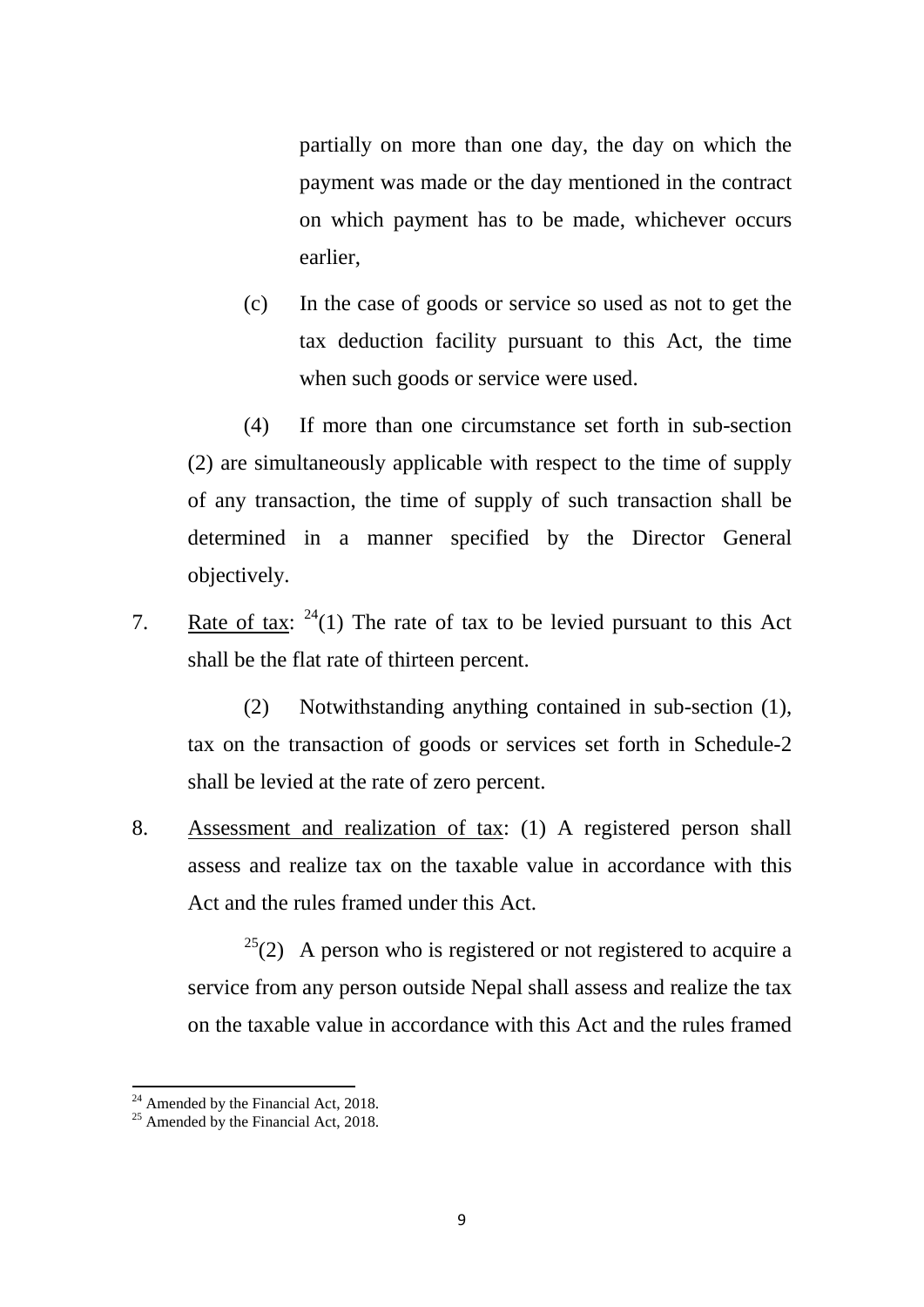partially on more than one day, the day on which the payment was made or the day mentioned in the contract on which payment has to be made, whichever occurs earlier,

(c) In the case of goods or service so used as not to get the tax deduction facility pursuant to this Act, the time when such goods or service were used.

(4) If more than one circumstance set forth in sub-section (2) are simultaneously applicable with respect to the time of supply of any transaction, the time of supply of such transaction shall be determined in a manner specified by the Director General objectively.

7. Rate of tax: [24](1) The rate of tax to be levied pursuant to this Act shall be the flat rate of thirteen percent.

(2) Notwithstanding anything contained in sub-section (1), tax on the transaction of goods or services set forth in Schedule-2 shall be levied at the rate of zero percent.

8. Assessment and realization of tax: (1) A registered person shall assess and realize tax on the taxable value in accordance with this Act and the rules framed under this Act.

[25](2) A person who is registered or not registered to acquire a service from any person outside Nepal shall assess and realize the tax on the taxable value in accordance with this Act and the rules framed

---

[24] Amended by the Financial Act, 2018.

[25] Amended by the Financial Act, 2018.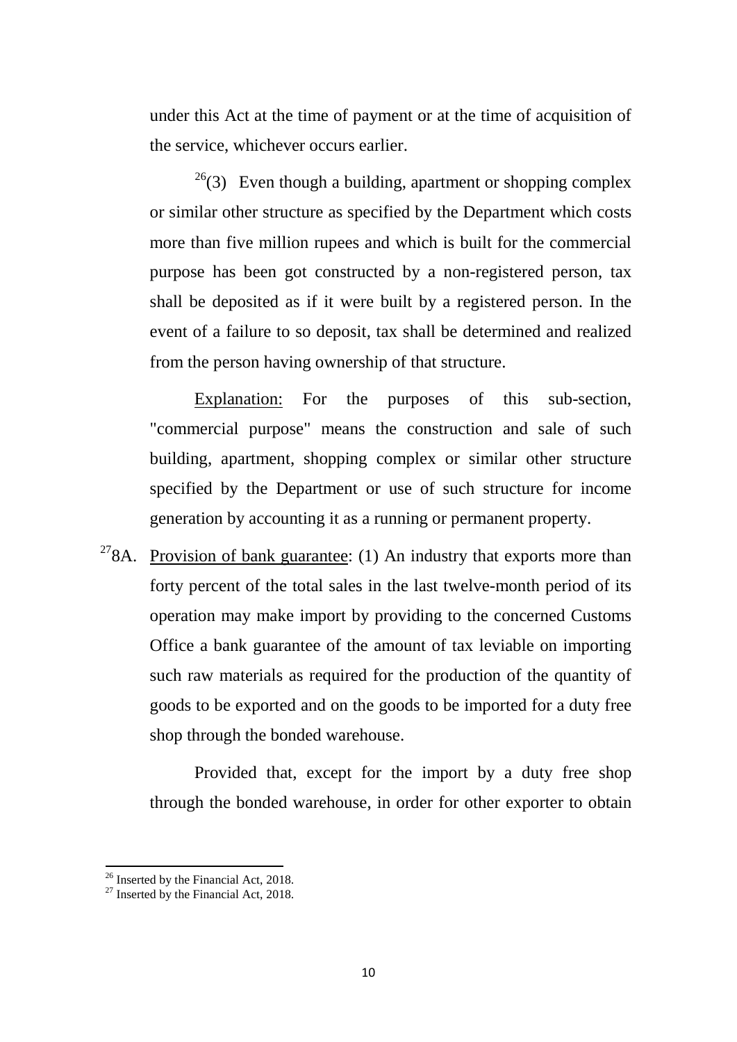under this Act at the time of payment or at the time of acquisition of the service, whichever occurs earlier.

[26](3) Even though a building, apartment or shopping complex or similar other structure as specified by the Department which costs more than five million rupees and which is built for the commercial purpose has been got constructed by a non-registered person, tax shall be deposited as if it were built by a registered person. In the event of a failure to so deposit, tax shall be determined and realized from the person having ownership of that structure.

Explanation: For the purposes of this sub-section, "commercial purpose" means the construction and sale of such building, apartment, shopping complex or similar other structure specified by the Department or use of such structure for income generation by accounting it as a running or permanent property.

[27]8A. Provision of bank guarantee: (1) An industry that exports more than forty percent of the total sales in the last twelve-month period of its operation may make import by providing to the concerned Customs Office a bank guarantee of the amount of tax leviable on importing such raw materials as required for the production of the quantity of goods to be exported and on the goods to be imported for a duty free shop through the bonded warehouse.

Provided that, except for the import by a duty free shop through the bonded warehouse, in order for other exporter to obtain

---

[26] Inserted by the Financial Act, 2018.

[27] Inserted by the Financial Act, 2018.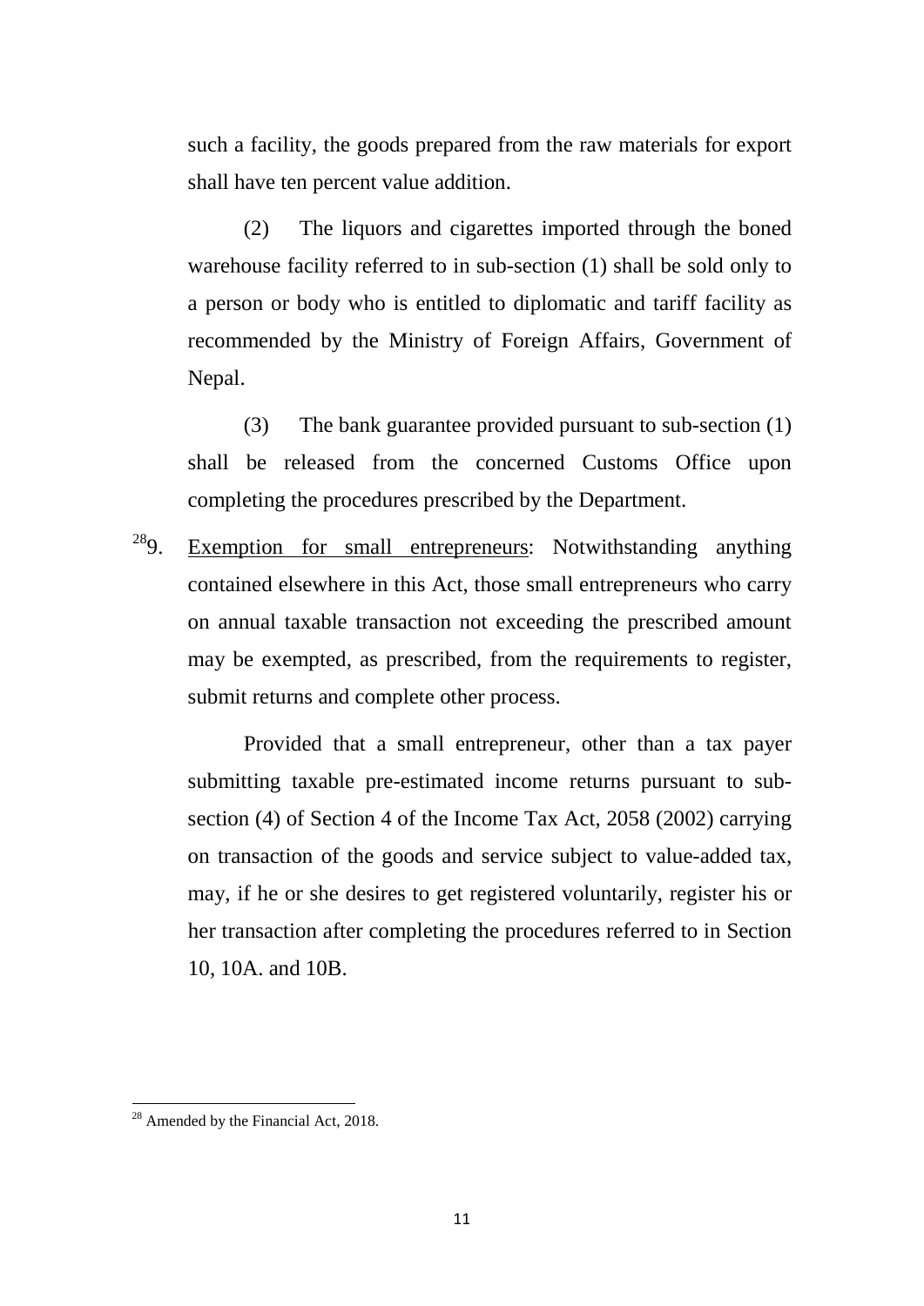such a facility, the goods prepared from the raw materials for export shall have ten percent value addition.

(2) The liquors and cigarettes imported through the boned warehouse facility referred to in sub-section (1) shall be sold only to a person or body who is entitled to diplomatic and tariff facility as recommended by the Ministry of Foreign Affairs, Government of Nepal.

(3) The bank guarantee provided pursuant to sub-section (1) shall be released from the concerned Customs Office upon completing the procedures prescribed by the Department.

[28]9. Exemption for small entrepreneurs: Notwithstanding anything contained elsewhere in this Act, those small entrepreneurs who carry on annual taxable transaction not exceeding the prescribed amount may be exempted, as prescribed, from the requirements to register, submit returns and complete other process.

Provided that a small entrepreneur, other than a tax payer submitting taxable pre-estimated income returns pursuant to sub-section (4) of Section 4 of the Income Tax Act, 2058 (2002) carrying on transaction of the goods and service subject to value-added tax, may, if he or she desires to get registered voluntarily, register his or her transaction after completing the procedures referred to in Section 10, 10A. and 10B.

---

[28] Amended by the Financial Act, 2018.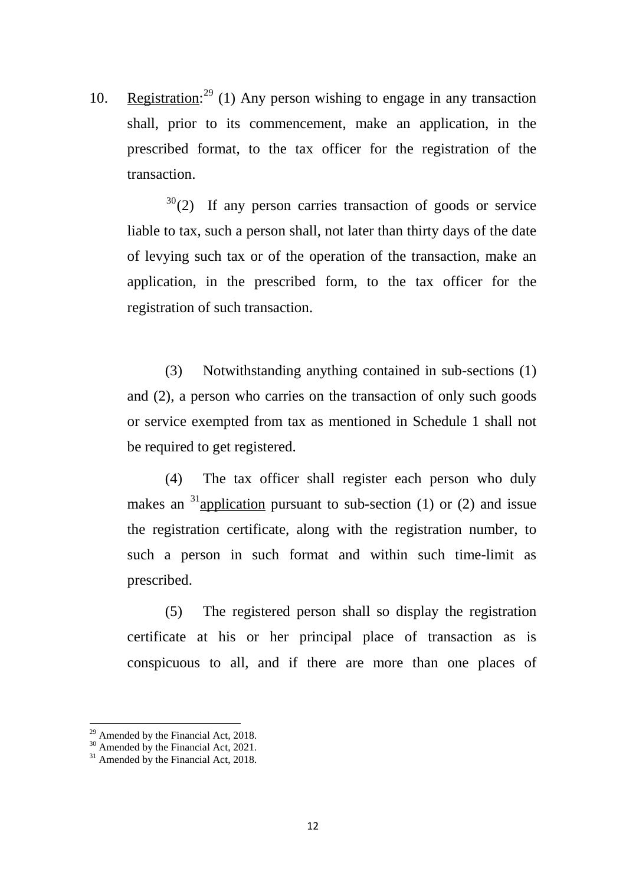10. <u>Registration</u>:[29] (1) Any person wishing to engage in any transaction shall, prior to its commencement, make an application, in the prescribed format, to the tax officer for the registration of the transaction.

[30](2) If any person carries transaction of goods or service liable to tax, such a person shall, not later than thirty days of the date of levying such tax or of the operation of the transaction, make an application, in the prescribed form, to the tax officer for the registration of such transaction.

(3) Notwithstanding anything contained in sub-sections (1) and (2), a person who carries on the transaction of only such goods or service exempted from tax as mentioned in Schedule 1 shall not be required to get registered.

(4) The tax officer shall register each person who duly makes an [31]<u>application</u> pursuant to sub-section (1) or (2) and issue the registration certificate, along with the registration number, to such a person in such format and within such time-limit as prescribed.

(5) The registered person shall so display the registration certificate at his or her principal place of transaction as is conspicuous to all, and if there are more than one places of

---

[29] Amended by the Financial Act, 2018.
[30] Amended by the Financial Act, 2021.
[31] Amended by the Financial Act, 2018.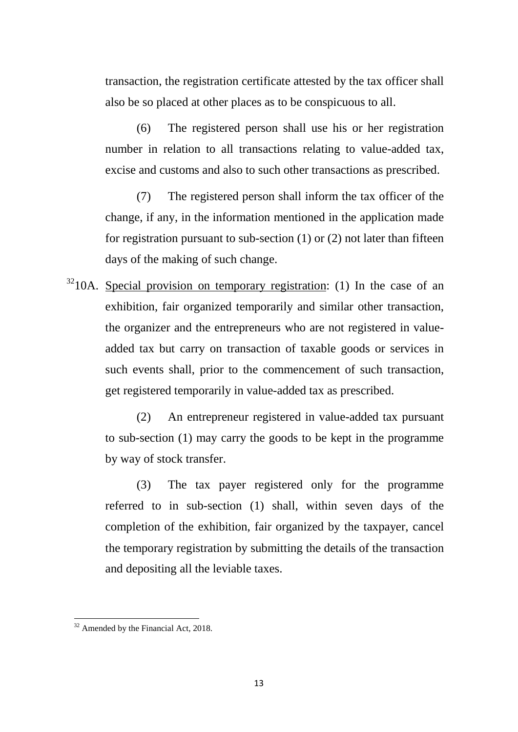transaction, the registration certificate attested by the tax officer shall also be so placed at other places as to be conspicuous to all.

(6) The registered person shall use his or her registration number in relation to all transactions relating to value-added tax, excise and customs and also to such other transactions as prescribed.

(7) The registered person shall inform the tax officer of the change, if any, in the information mentioned in the application made for registration pursuant to sub-section (1) or (2) not later than fifteen days of the making of such change.

[32]10A. Special provision on temporary registration: (1) In the case of an exhibition, fair organized temporarily and similar other transaction, the organizer and the entrepreneurs who are not registered in value-added tax but carry on transaction of taxable goods or services in such events shall, prior to the commencement of such transaction, get registered temporarily in value-added tax as prescribed.

(2) An entrepreneur registered in value-added tax pursuant to sub-section (1) may carry the goods to be kept in the programme by way of stock transfer.

(3) The tax payer registered only for the programme referred to in sub-section (1) shall, within seven days of the completion of the exhibition, fair organized by the taxpayer, cancel the temporary registration by submitting the details of the transaction and depositing all the leviable taxes.

---

[32] Amended by the Financial Act, 2018.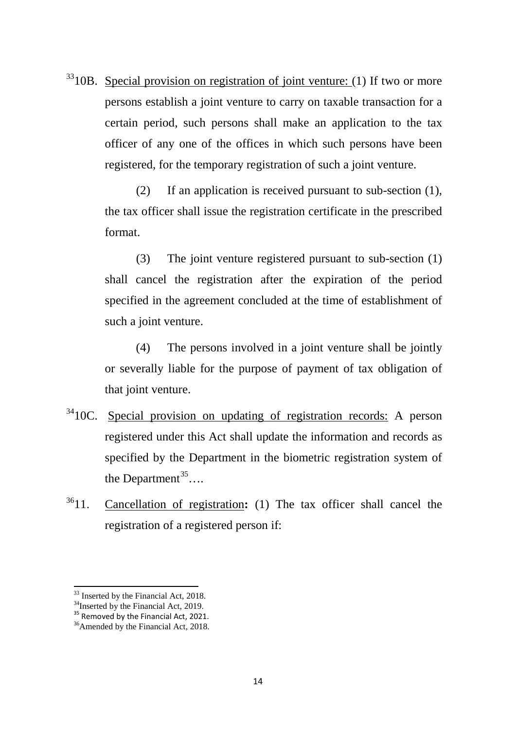[33]10B. Special provision on registration of joint venture: (1) If two or more persons establish a joint venture to carry on taxable transaction for a certain period, such persons shall make an application to the tax officer of any one of the offices in which such persons have been registered, for the temporary registration of such a joint venture.

(2) If an application is received pursuant to sub-section (1), the tax officer shall issue the registration certificate in the prescribed format.

(3) The joint venture registered pursuant to sub-section (1) shall cancel the registration after the expiration of the period specified in the agreement concluded at the time of establishment of such a joint venture.

(4) The persons involved in a joint venture shall be jointly or severally liable for the purpose of payment of tax obligation of that joint venture.

[34]10C. Special provision on updating of registration records: A person registered under this Act shall update the information and records as specified by the Department in the biometric registration system of the Department[35]….

[36]11. Cancellation of registration**:** (1) The tax officer shall cancel the registration of a registered person if:

---

[33] Inserted by the Financial Act, 2018.

[34] Inserted by the Financial Act, 2019.

[35] Removed by the Financial Act, 2021.

[36] Amended by the Financial Act, 2018.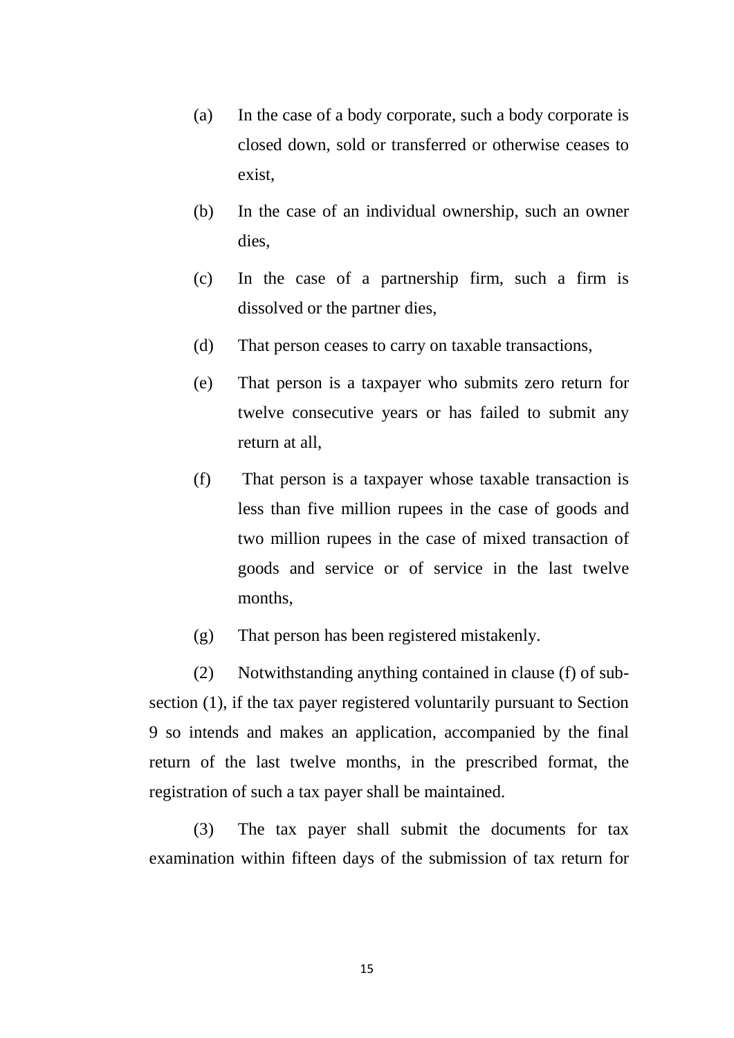(a) In the case of a body corporate, such a body corporate is closed down, sold or transferred or otherwise ceases to exist,

(b) In the case of an individual ownership, such an owner dies,

(c) In the case of a partnership firm, such a firm is dissolved or the partner dies,

(d) That person ceases to carry on taxable transactions,

(e) That person is a taxpayer who submits zero return for twelve consecutive years or has failed to submit any return at all,

(f) That person is a taxpayer whose taxable transaction is less than five million rupees in the case of goods and two million rupees in the case of mixed transaction of goods and service or of service in the last twelve months,

(g) That person has been registered mistakenly.

(2) Notwithstanding anything contained in clause (f) of sub-section (1), if the tax payer registered voluntarily pursuant to Section 9 so intends and makes an application, accompanied by the final return of the last twelve months, in the prescribed format, the registration of such a tax payer shall be maintained.

(3) The tax payer shall submit the documents for tax examination within fifteen days of the submission of tax return for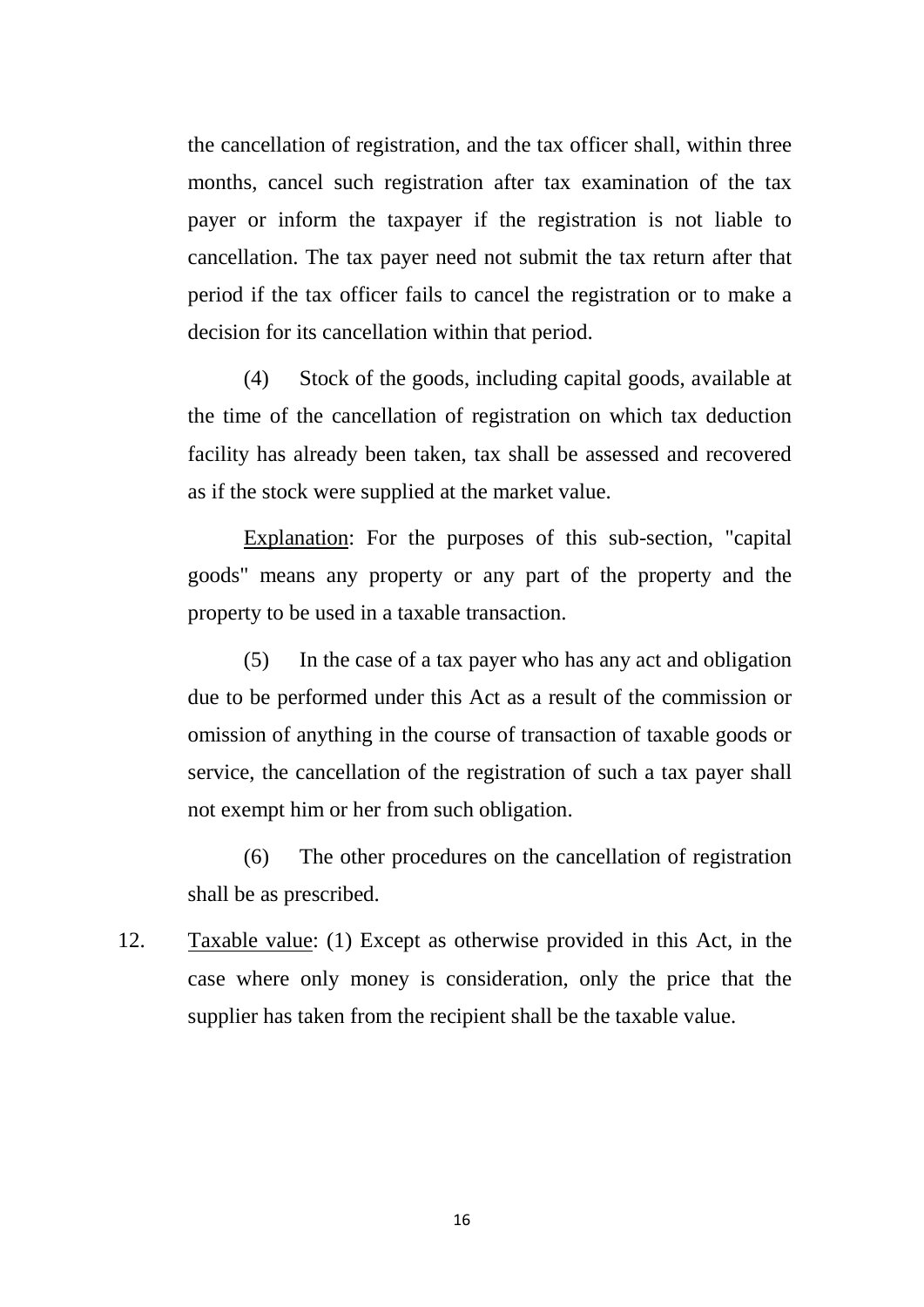the cancellation of registration, and the tax officer shall, within three months, cancel such registration after tax examination of the tax payer or inform the taxpayer if the registration is not liable to cancellation. The tax payer need not submit the tax return after that period if the tax officer fails to cancel the registration or to make a decision for its cancellation within that period.

(4) Stock of the goods, including capital goods, available at the time of the cancellation of registration on which tax deduction facility has already been taken, tax shall be assessed and recovered as if the stock were supplied at the market value.

Explanation: For the purposes of this sub-section, "capital goods" means any property or any part of the property and the property to be used in a taxable transaction.

(5) In the case of a tax payer who has any act and obligation due to be performed under this Act as a result of the commission or omission of anything in the course of transaction of taxable goods or service, the cancellation of the registration of such a tax payer shall not exempt him or her from such obligation.

(6) The other procedures on the cancellation of registration shall be as prescribed.

12. Taxable value: (1) Except as otherwise provided in this Act, in the case where only money is consideration, only the price that the supplier has taken from the recipient shall be the taxable value.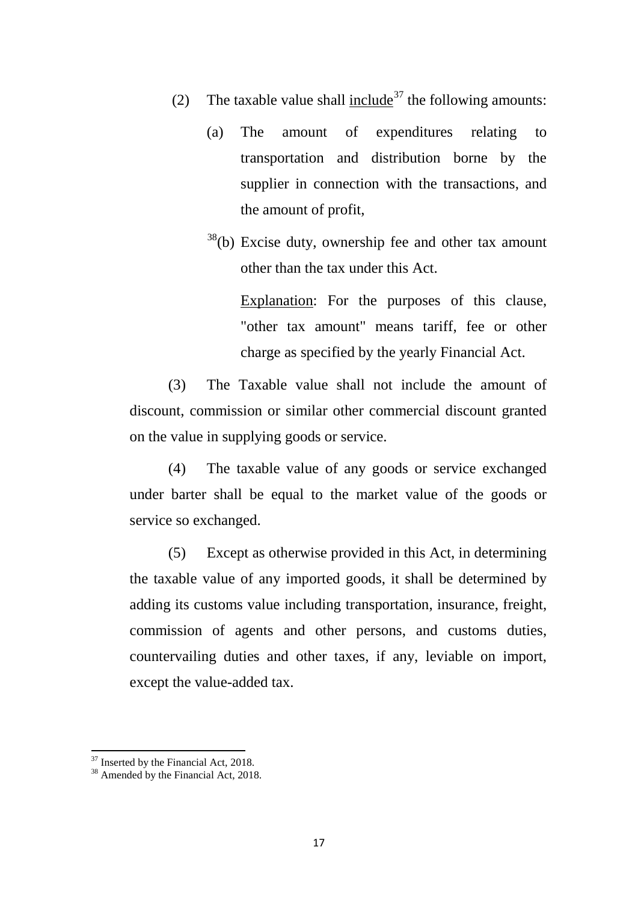(2) The taxable value shall include[37] the following amounts:

(a) The amount of expenditures relating to transportation and distribution borne by the supplier in connection with the transactions, and the amount of profit,

[38](b) Excise duty, ownership fee and other tax amount other than the tax under this Act.

Explanation: For the purposes of this clause, "other tax amount" means tariff, fee or other charge as specified by the yearly Financial Act.

(3) The Taxable value shall not include the amount of discount, commission or similar other commercial discount granted on the value in supplying goods or service.

(4) The taxable value of any goods or service exchanged under barter shall be equal to the market value of the goods or service so exchanged.

(5) Except as otherwise provided in this Act, in determining the taxable value of any imported goods, it shall be determined by adding its customs value including transportation, insurance, freight, commission of agents and other persons, and customs duties, countervailing duties and other taxes, if any, leviable on import, except the value-added tax.

---

[37] Inserted by the Financial Act, 2018.

[38] Amended by the Financial Act, 2018.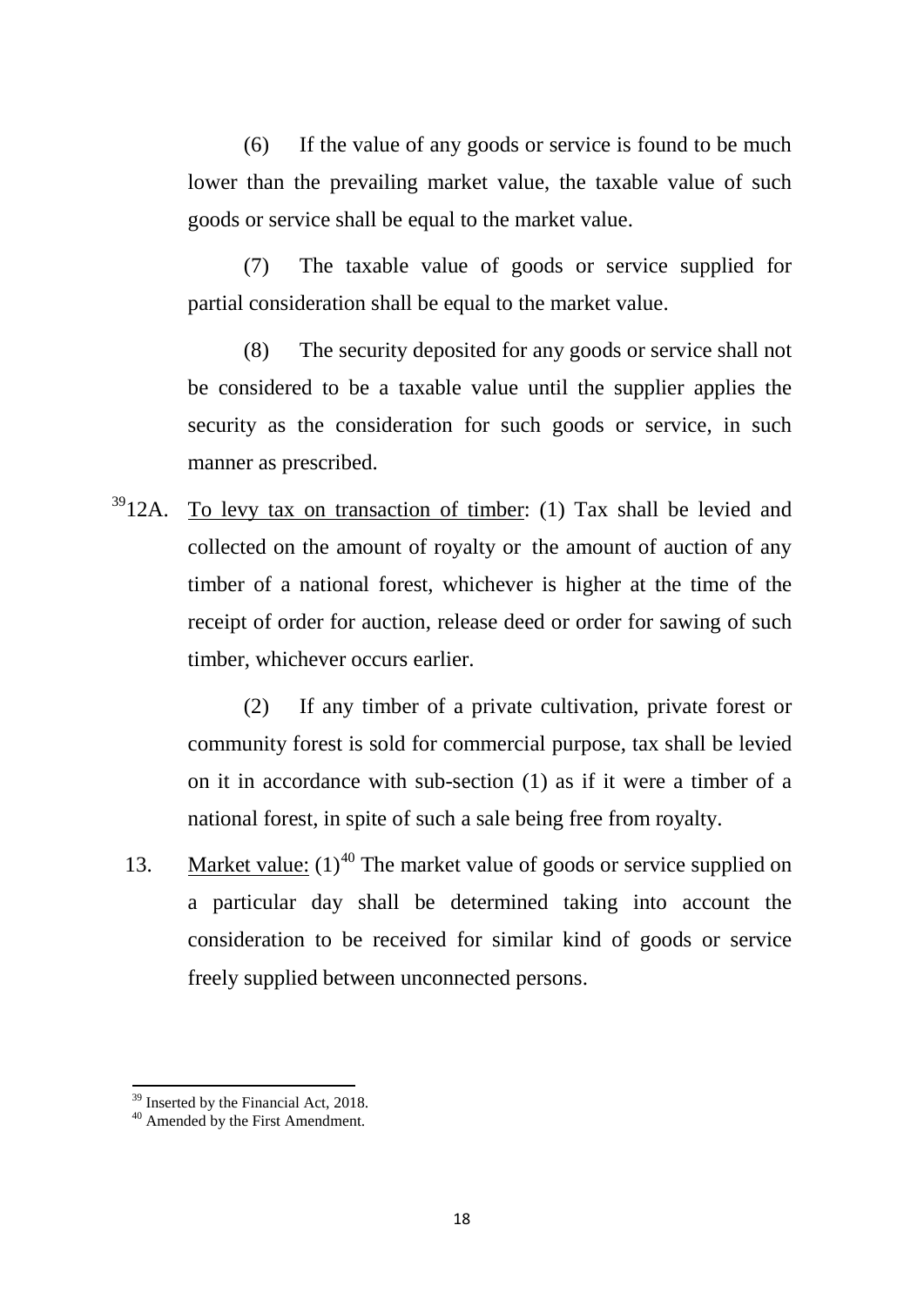(6) If the value of any goods or service is found to be much lower than the prevailing market value, the taxable value of such goods or service shall be equal to the market value.

(7) The taxable value of goods or service supplied for partial consideration shall be equal to the market value.

(8) The security deposited for any goods or service shall not be considered to be a taxable value until the supplier applies the security as the consideration for such goods or service, in such manner as prescribed.

[39]12A. To levy tax on transaction of timber: (1) Tax shall be levied and collected on the amount of royalty or the amount of auction of any timber of a national forest, whichever is higher at the time of the receipt of order for auction, release deed or order for sawing of such timber, whichever occurs earlier.

(2) If any timber of a private cultivation, private forest or community forest is sold for commercial purpose, tax shall be levied on it in accordance with sub-section (1) as if it were a timber of a national forest, in spite of such a sale being free from royalty.

13. Market value: (1)[40] The market value of goods or service supplied on a particular day shall be determined taking into account the consideration to be received for similar kind of goods or service freely supplied between unconnected persons.

---

[39] Inserted by the Financial Act, 2018.

[40] Amended by the First Amendment.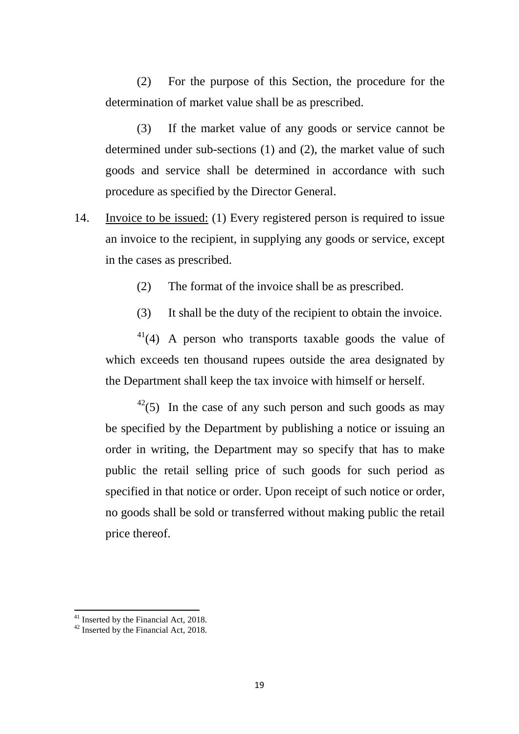(2) For the purpose of this Section, the procedure for the determination of market value shall be as prescribed.

(3) If the market value of any goods or service cannot be determined under sub-sections (1) and (2), the market value of such goods and service shall be determined in accordance with such procedure as specified by the Director General.

14. Invoice to be issued: (1) Every registered person is required to issue an invoice to the recipient, in supplying any goods or service, except in the cases as prescribed.

(2) The format of the invoice shall be as prescribed.

(3) It shall be the duty of the recipient to obtain the invoice.

[41](4) A person who transports taxable goods the value of which exceeds ten thousand rupees outside the area designated by the Department shall keep the tax invoice with himself or herself.

[42](5) In the case of any such person and such goods as may be specified by the Department by publishing a notice or issuing an order in writing, the Department may so specify that has to make public the retail selling price of such goods for such period as specified in that notice or order. Upon receipt of such notice or order, no goods shall be sold or transferred without making public the retail price thereof.

---

[41] Inserted by the Financial Act, 2018.
[42] Inserted by the Financial Act, 2018.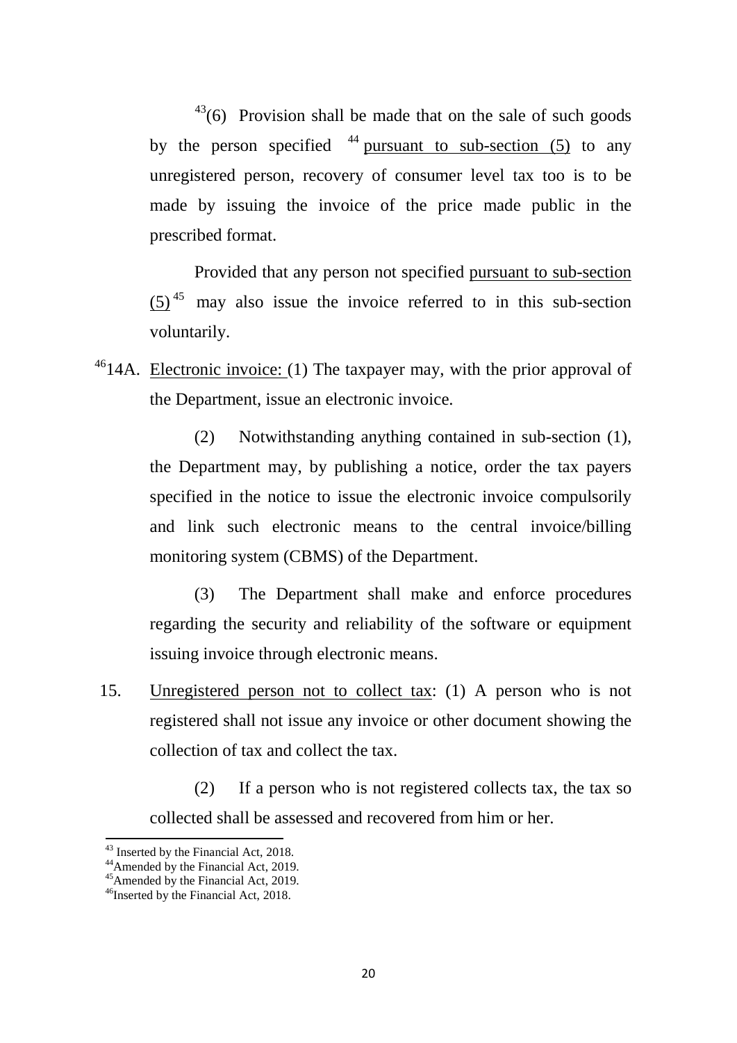[43](6) Provision shall be made that on the sale of such goods by the person specified [44] pursuant to sub-section (5) to any unregistered person, recovery of consumer level tax too is to be made by issuing the invoice of the price made public in the prescribed format.

Provided that any person not specified pursuant to sub-section (5) [45] may also issue the invoice referred to in this sub-section voluntarily.

[46]14A. Electronic invoice: (1) The taxpayer may, with the prior approval of the Department, issue an electronic invoice.

(2) Notwithstanding anything contained in sub-section (1), the Department may, by publishing a notice, order the tax payers specified in the notice to issue the electronic invoice compulsorily and link such electronic means to the central invoice/billing monitoring system (CBMS) of the Department.

(3) The Department shall make and enforce procedures regarding the security and reliability of the software or equipment issuing invoice through electronic means.

15. Unregistered person not to collect tax: (1) A person who is not registered shall not issue any invoice or other document showing the collection of tax and collect the tax.

(2) If a person who is not registered collects tax, the tax so collected shall be assessed and recovered from him or her.

---

[43] Inserted by the Financial Act, 2018.
[44] Amended by the Financial Act, 2019.
[45] Amended by the Financial Act, 2019.
[46] Inserted by the Financial Act, 2018.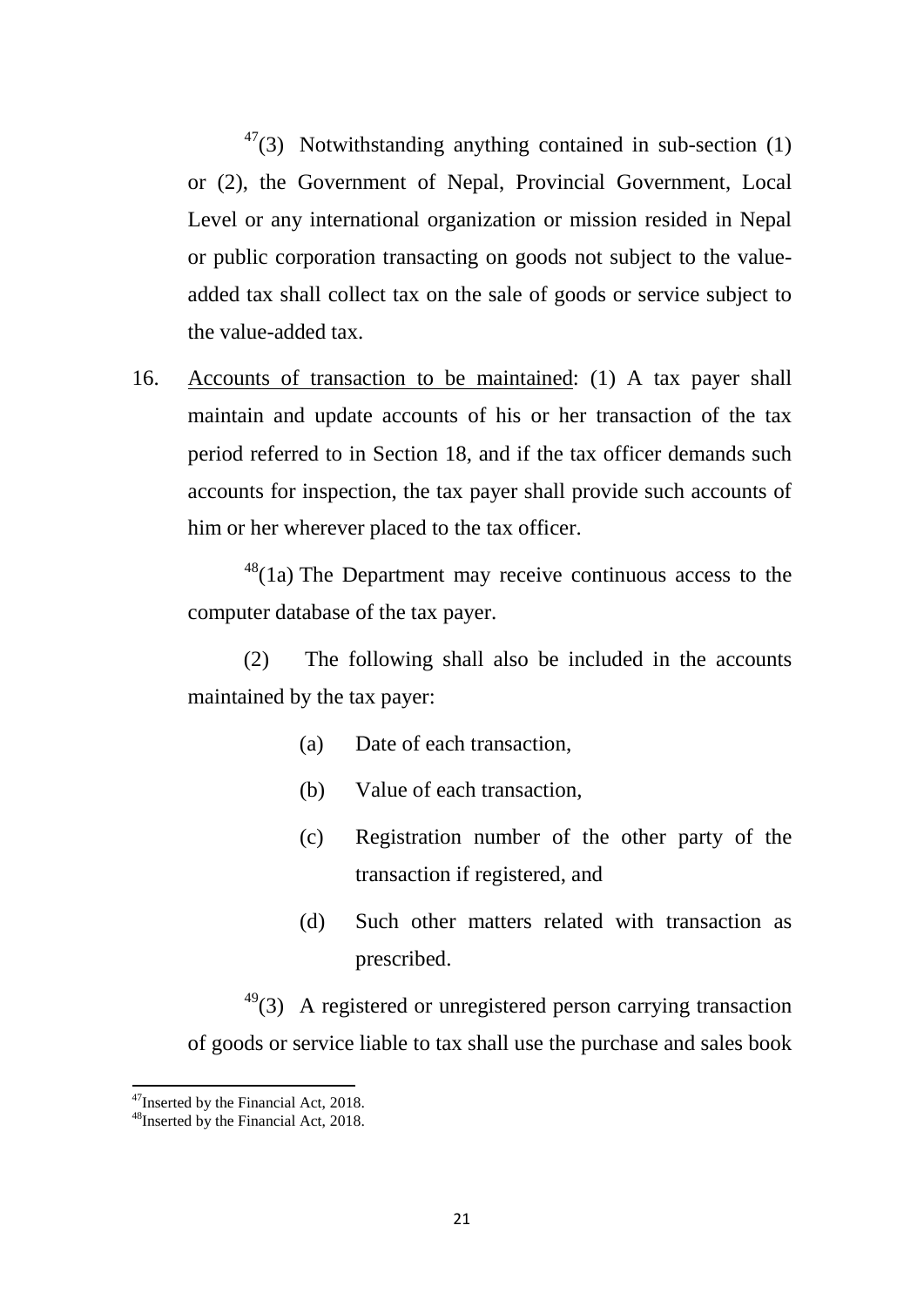[47](3) Notwithstanding anything contained in sub-section (1) or (2), the Government of Nepal, Provincial Government, Local Level or any international organization or mission resided in Nepal or public corporation transacting on goods not subject to the value-added tax shall collect tax on the sale of goods or service subject to the value-added tax.

16. Accounts of transaction to be maintained: (1) A tax payer shall maintain and update accounts of his or her transaction of the tax period referred to in Section 18, and if the tax officer demands such accounts for inspection, the tax payer shall provide such accounts of him or her wherever placed to the tax officer.

[48](1a) The Department may receive continuous access to the computer database of the tax payer.

(2) The following shall also be included in the accounts maintained by the tax payer:

- (a) Date of each transaction,
- (b) Value of each transaction,
- (c) Registration number of the other party of the transaction if registered, and
- (d) Such other matters related with transaction as prescribed.

[49](3) A registered or unregistered person carrying transaction of goods or service liable to tax shall use the purchase and sales book

---

[47]Inserted by the Financial Act, 2018.

[48]Inserted by the Financial Act, 2018.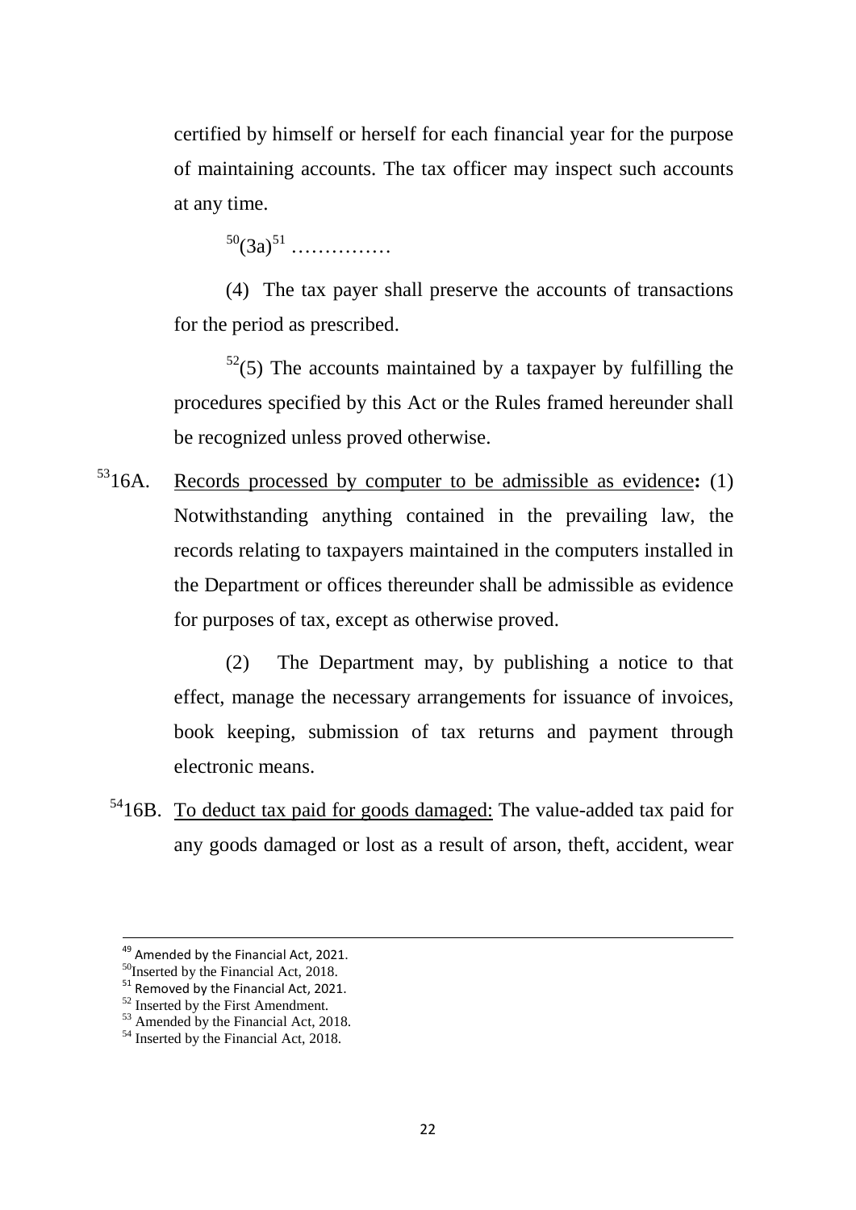certified by himself or herself for each financial year for the purpose of maintaining accounts. The tax officer may inspect such accounts at any time.

[50](3a)[51] ……………

(4) The tax payer shall preserve the accounts of transactions for the period as prescribed.

[52](5) The accounts maintained by a taxpayer by fulfilling the procedures specified by this Act or the Rules framed hereunder shall be recognized unless proved otherwise.

[53]16A. <u>Records processed by computer to be admissible as evidence</u>**:** (1) Notwithstanding anything contained in the prevailing law, the records relating to taxpayers maintained in the computers installed in the Department or offices thereunder shall be admissible as evidence for purposes of tax, except as otherwise proved.

(2) The Department may, by publishing a notice to that effect, manage the necessary arrangements for issuance of invoices, book keeping, submission of tax returns and payment through electronic means.

[54]16B. <u>To deduct tax paid for goods damaged:</u> The value-added tax paid for any goods damaged or lost as a result of arson, theft, accident, wear

---

[49] Amended by the Financial Act, 2021.
[50] Inserted by the Financial Act, 2018.
[51] Removed by the Financial Act, 2021.
[52] Inserted by the First Amendment.
[53] Amended by the Financial Act, 2018.
[54] Inserted by the Financial Act, 2018.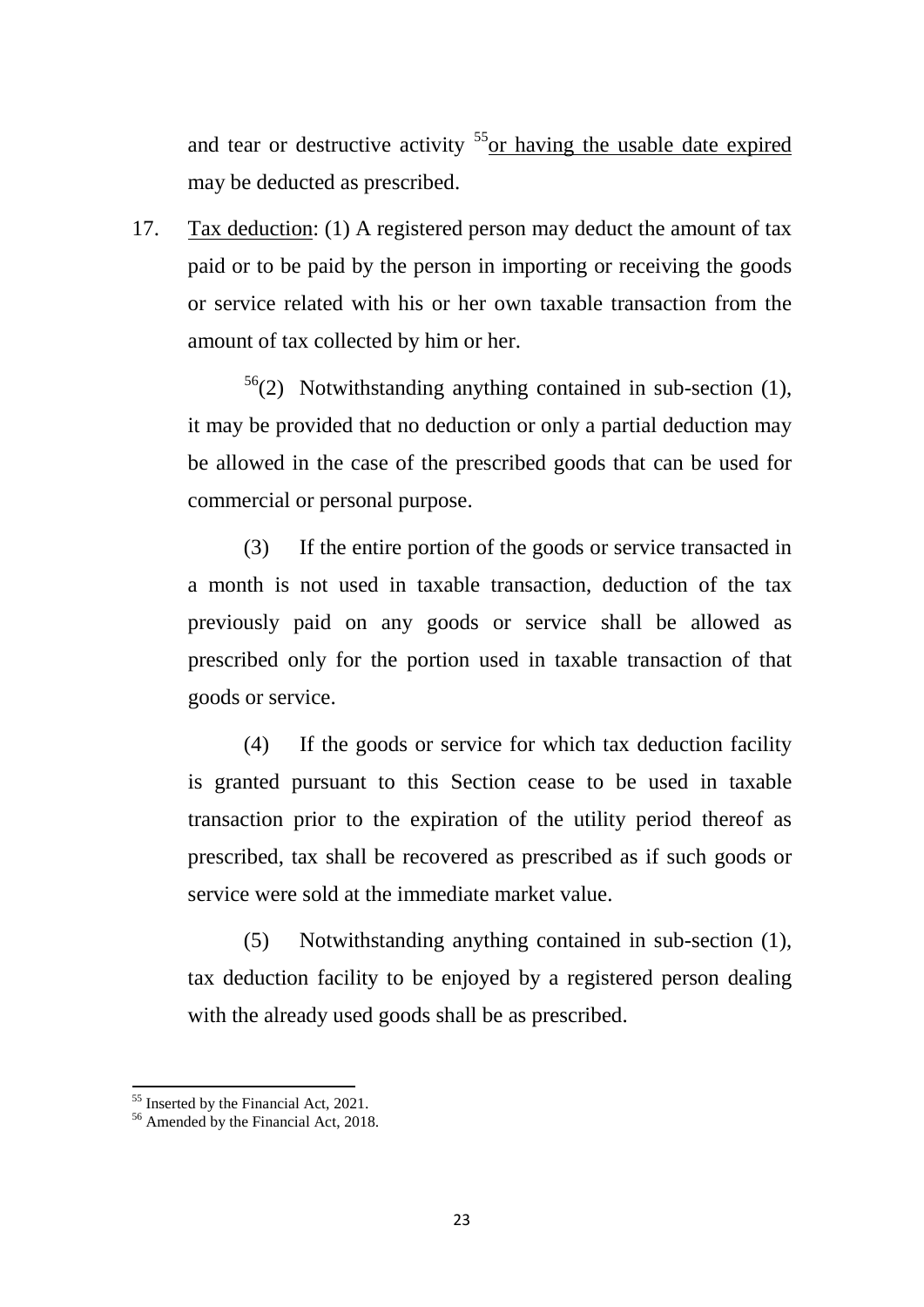and tear or destructive activity [55]<u>or having the usable date expired</u> may be deducted as prescribed.

17. <u>Tax deduction</u>: (1) A registered person may deduct the amount of tax paid or to be paid by the person in importing or receiving the goods or service related with his or her own taxable transaction from the amount of tax collected by him or her.

[56](2) Notwithstanding anything contained in sub-section (1), it may be provided that no deduction or only a partial deduction may be allowed in the case of the prescribed goods that can be used for commercial or personal purpose.

(3) If the entire portion of the goods or service transacted in a month is not used in taxable transaction, deduction of the tax previously paid on any goods or service shall be allowed as prescribed only for the portion used in taxable transaction of that goods or service.

(4) If the goods or service for which tax deduction facility is granted pursuant to this Section cease to be used in taxable transaction prior to the expiration of the utility period thereof as prescribed, tax shall be recovered as prescribed as if such goods or service were sold at the immediate market value.

(5) Notwithstanding anything contained in sub-section (1), tax deduction facility to be enjoyed by a registered person dealing with the already used goods shall be as prescribed.

---

[55] Inserted by the Financial Act, 2021.

[56] Amended by the Financial Act, 2018.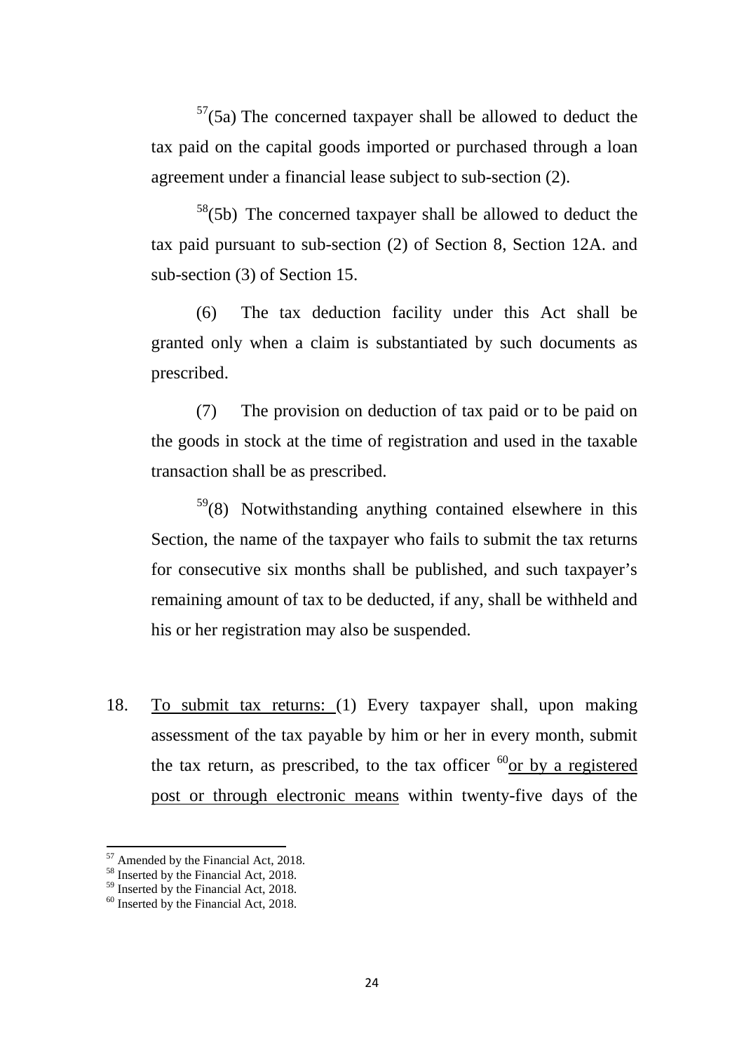[57](5a) The concerned taxpayer shall be allowed to deduct the tax paid on the capital goods imported or purchased through a loan agreement under a financial lease subject to sub-section (2).

[58](5b) The concerned taxpayer shall be allowed to deduct the tax paid pursuant to sub-section (2) of Section 8, Section 12A. and sub-section (3) of Section 15.

(6) The tax deduction facility under this Act shall be granted only when a claim is substantiated by such documents as prescribed.

(7) The provision on deduction of tax paid or to be paid on the goods in stock at the time of registration and used in the taxable transaction shall be as prescribed.

[59](8) Notwithstanding anything contained elsewhere in this Section, the name of the taxpayer who fails to submit the tax returns for consecutive six months shall be published, and such taxpayer's remaining amount of tax to be deducted, if any, shall be withheld and his or her registration may also be suspended.

18. <u>To submit tax returns:</u> (1) Every taxpayer shall, upon making assessment of the tax payable by him or her in every month, submit the tax return, as prescribed, to the tax officer [60]<u>or by a registered post or through electronic means</u> within twenty-five days of the

---

[57] Amended by the Financial Act, 2018.

[58] Inserted by the Financial Act, 2018.

[59] Inserted by the Financial Act, 2018.

[60] Inserted by the Financial Act, 2018.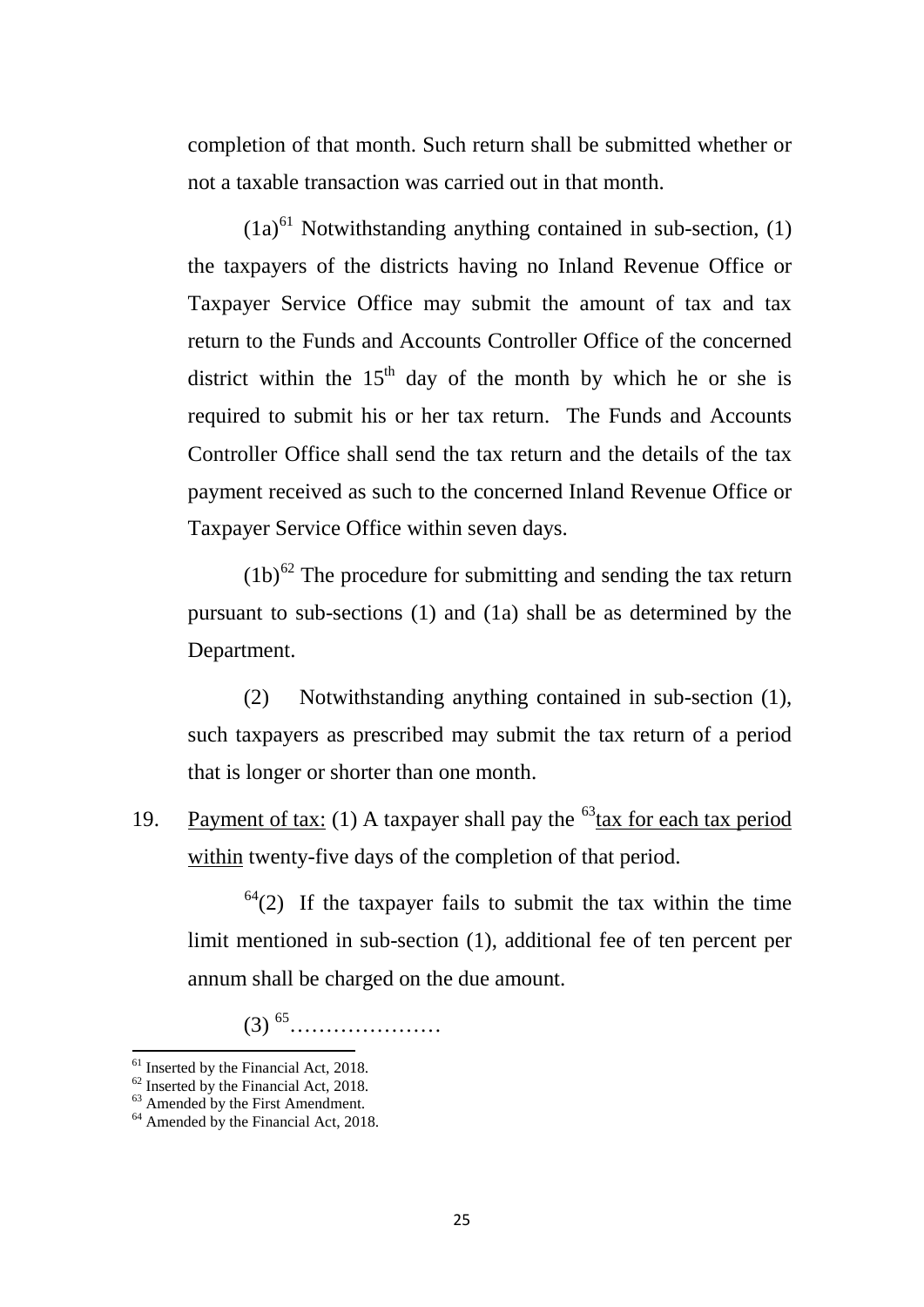completion of that month. Such return shall be submitted whether or not a taxable transaction was carried out in that month.

(1a)[61] Notwithstanding anything contained in sub-section, (1) the taxpayers of the districts having no Inland Revenue Office or Taxpayer Service Office may submit the amount of tax and tax return to the Funds and Accounts Controller Office of the concerned district within the 15th day of the month by which he or she is required to submit his or her tax return. The Funds and Accounts Controller Office shall send the tax return and the details of the tax payment received as such to the concerned Inland Revenue Office or Taxpayer Service Office within seven days.

(1b)[62] The procedure for submitting and sending the tax return pursuant to sub-sections (1) and (1a) shall be as determined by the Department.

(2) Notwithstanding anything contained in sub-section (1), such taxpayers as prescribed may submit the tax return of a period that is longer or shorter than one month.

19. Payment of tax: (1) A taxpayer shall pay the [63]tax for each tax period within twenty-five days of the completion of that period.

[64](2) If the taxpayer fails to submit the tax within the time limit mentioned in sub-section (1), additional fee of ten percent per annum shall be charged on the due amount.

(3) [65]…………………

---

[61] Inserted by the Financial Act, 2018.

[62] Inserted by the Financial Act, 2018.

[63] Amended by the First Amendment.

[64] Amended by the Financial Act, 2018.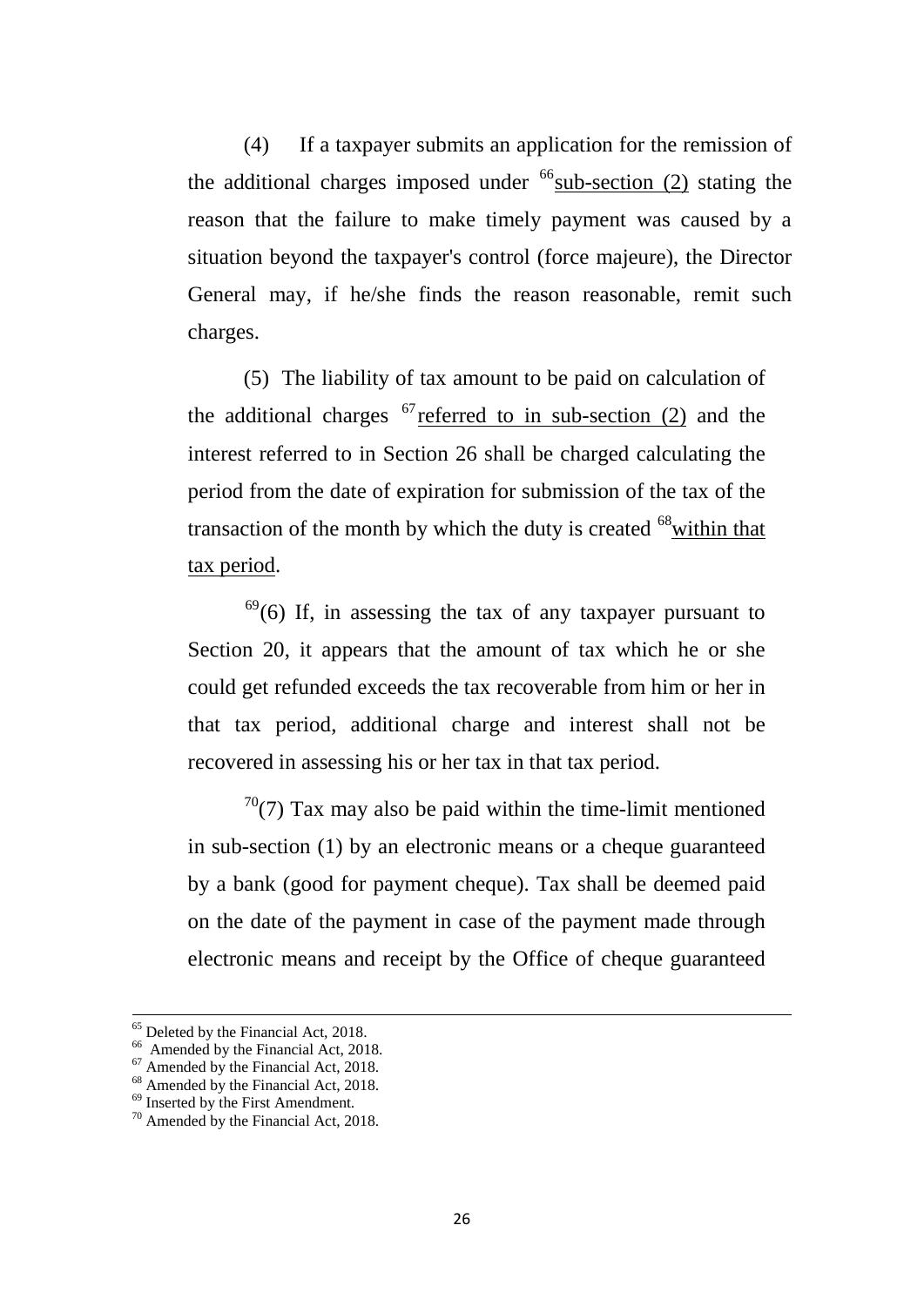(4) If a taxpayer submits an application for the remission of the additional charges imposed under [66]<u>sub-section (2)</u> stating the reason that the failure to make timely payment was caused by a situation beyond the taxpayer's control (force majeure), the Director General may, if he/she finds the reason reasonable, remit such charges.

(5) The liability of tax amount to be paid on calculation of the additional charges [67]<u>referred to in sub-section (2)</u> and the interest referred to in Section 26 shall be charged calculating the period from the date of expiration for submission of the tax of the transaction of the month by which the duty is created [68]<u>within that tax period</u>.

[69](6) If, in assessing the tax of any taxpayer pursuant to Section 20, it appears that the amount of tax which he or she could get refunded exceeds the tax recoverable from him or her in that tax period, additional charge and interest shall not be recovered in assessing his or her tax in that tax period.

[70](7) Tax may also be paid within the time-limit mentioned in sub-section (1) by an electronic means or a cheque guaranteed by a bank (good for payment cheque). Tax shall be deemed paid on the date of the payment in case of the payment made through electronic means and receipt by the Office of cheque guaranteed

---

[65] Deleted by the Financial Act, 2018.
[66] Amended by the Financial Act, 2018.
[67] Amended by the Financial Act, 2018.
[68] Amended by the Financial Act, 2018.
[69] Inserted by the First Amendment.
[70] Amended by the Financial Act, 2018.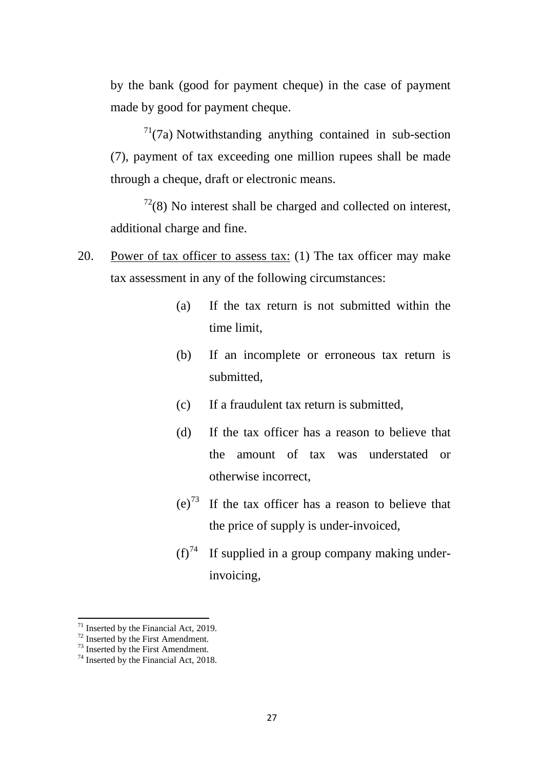by the bank (good for payment cheque) in the case of payment made by good for payment cheque.

[71](7a) Notwithstanding anything contained in sub-section (7), payment of tax exceeding one million rupees shall be made through a cheque, draft or electronic means.

[72](8) No interest shall be charged and collected on interest, additional charge and fine.

20. <u>Power of tax officer to assess tax:</u> (1) The tax officer may make tax assessment in any of the following circumstances:

(a) If the tax return is not submitted within the time limit,

(b) If an incomplete or erroneous tax return is submitted,

(c) If a fraudulent tax return is submitted,

(d) If the tax officer has a reason to believe that the amount of tax was understated or otherwise incorrect,

(e)[73] If the tax officer has a reason to believe that the price of supply is under-invoiced,

(f)[74] If supplied in a group company making under-invoicing,

---

[71] Inserted by the Financial Act, 2019.
[72] Inserted by the First Amendment.
[73] Inserted by the First Amendment.
[74] Inserted by the Financial Act, 2018.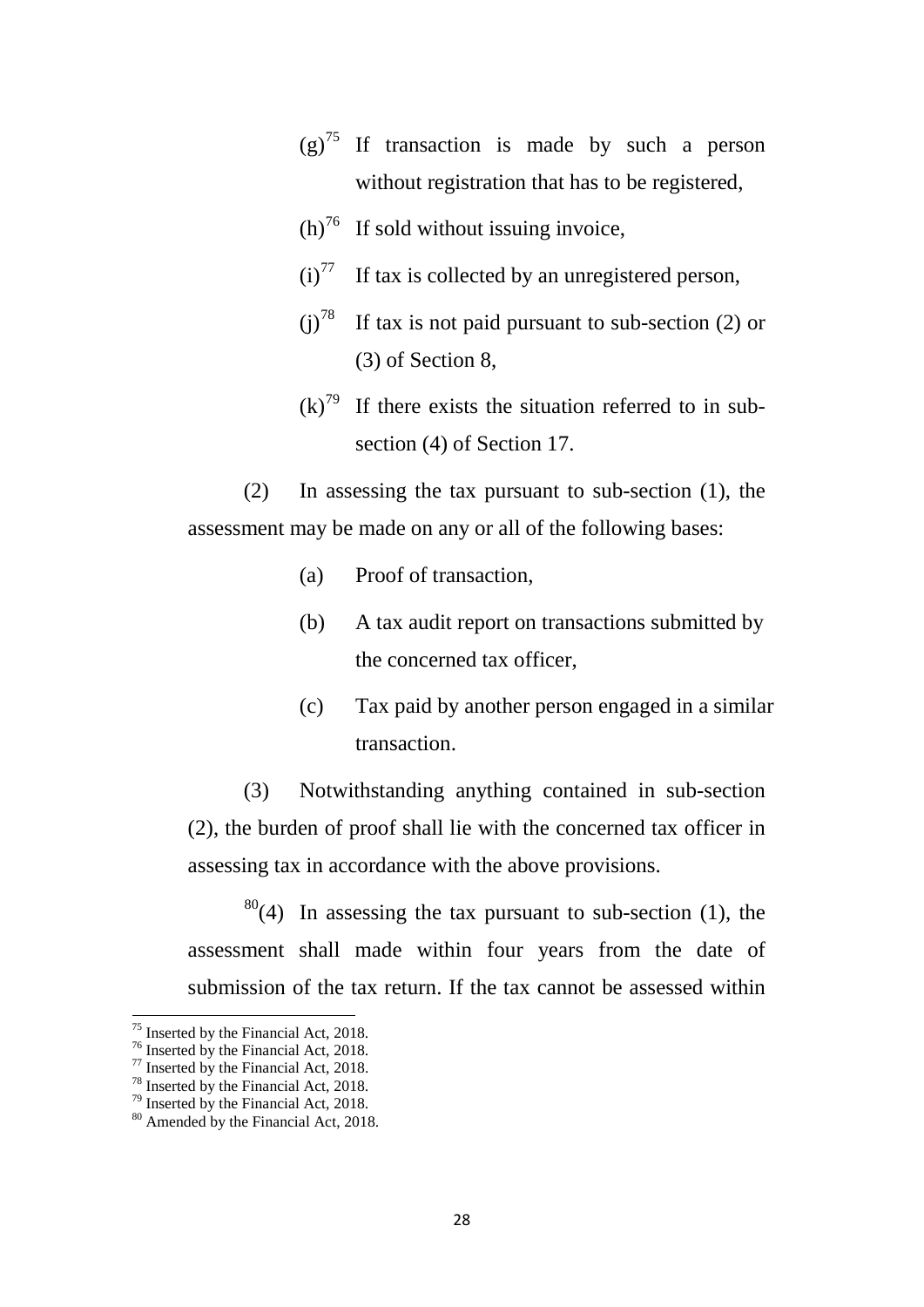(g)[75] If transaction is made by such a person without registration that has to be registered,

(h)[76] If sold without issuing invoice,

(i)[77] If tax is collected by an unregistered person,

(j)[78] If tax is not paid pursuant to sub-section (2) or (3) of Section 8,

(k)[79] If there exists the situation referred to in sub-section (4) of Section 17.

(2) In assessing the tax pursuant to sub-section (1), the assessment may be made on any or all of the following bases:

(a) Proof of transaction,

(b) A tax audit report on transactions submitted by the concerned tax officer,

(c) Tax paid by another person engaged in a similar transaction.

(3) Notwithstanding anything contained in sub-section (2), the burden of proof shall lie with the concerned tax officer in assessing tax in accordance with the above provisions.

[80](4) In assessing the tax pursuant to sub-section (1), the assessment shall made within four years from the date of submission of the tax return. If the tax cannot be assessed within

---

[75] Inserted by the Financial Act, 2018.
[76] Inserted by the Financial Act, 2018.
[77] Inserted by the Financial Act, 2018.
[78] Inserted by the Financial Act, 2018.
[79] Inserted by the Financial Act, 2018.
[80] Amended by the Financial Act, 2018.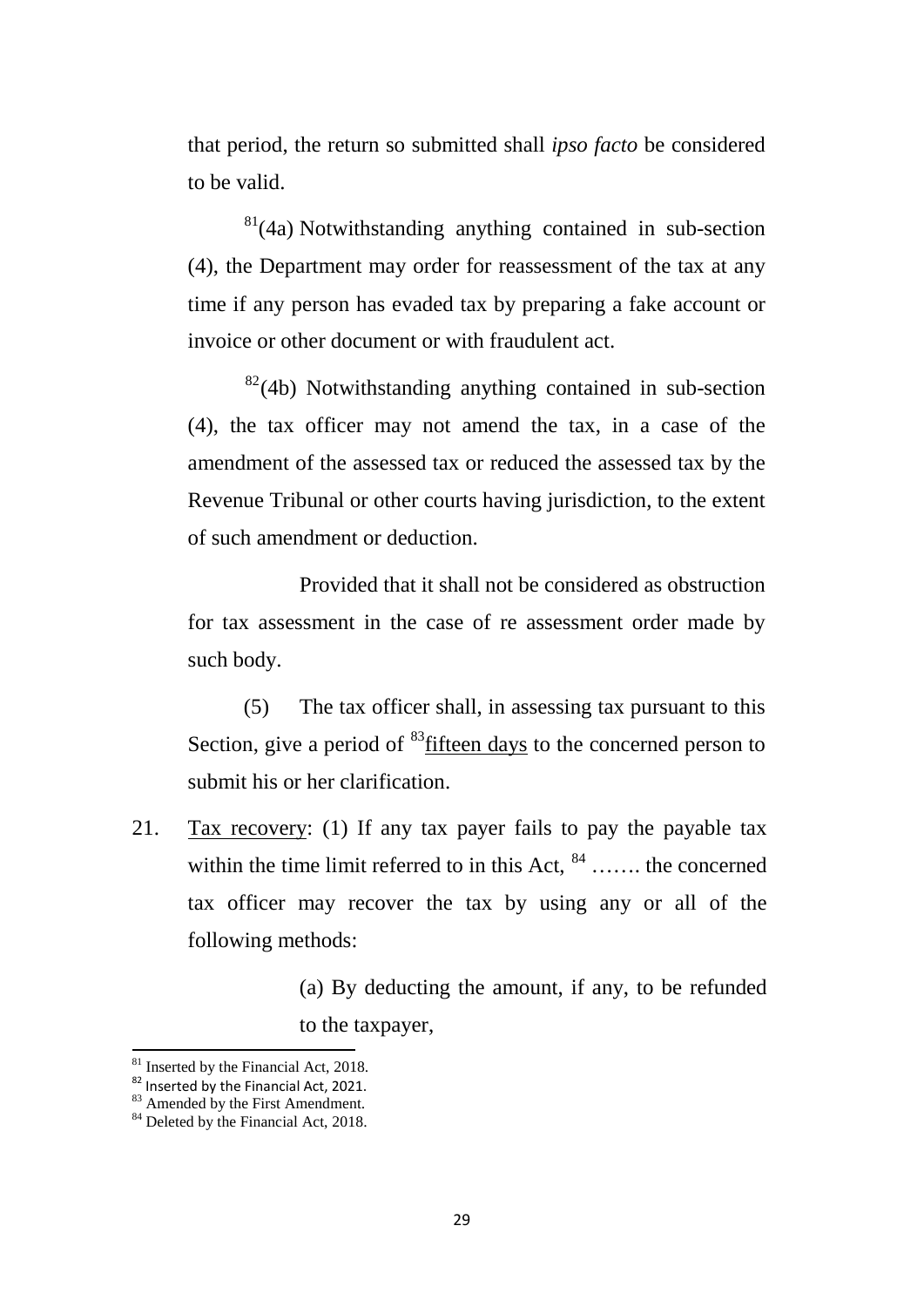that period, the return so submitted shall *ipso facto* be considered to be valid.

[81](4a) Notwithstanding anything contained in sub-section (4), the Department may order for reassessment of the tax at any time if any person has evaded tax by preparing a fake account or invoice or other document or with fraudulent act.

[82](4b) Notwithstanding anything contained in sub-section (4), the tax officer may not amend the tax, in a case of the amendment of the assessed tax or reduced the assessed tax by the Revenue Tribunal or other courts having jurisdiction, to the extent of such amendment or deduction.

Provided that it shall not be considered as obstruction for tax assessment in the case of re assessment order made by such body.

(5) The tax officer shall, in assessing tax pursuant to this Section, give a period of [83]fifteen days to the concerned person to submit his or her clarification.

21. Tax recovery: (1) If any tax payer fails to pay the payable tax within the time limit referred to in this Act, [84] ……. the concerned tax officer may recover the tax by using any or all of the following methods:

(a) By deducting the amount, if any, to be refunded to the taxpayer,

---

[81] Inserted by the Financial Act, 2018.
[82] Inserted by the Financial Act, 2021.
[83] Amended by the First Amendment.
[84] Deleted by the Financial Act, 2018.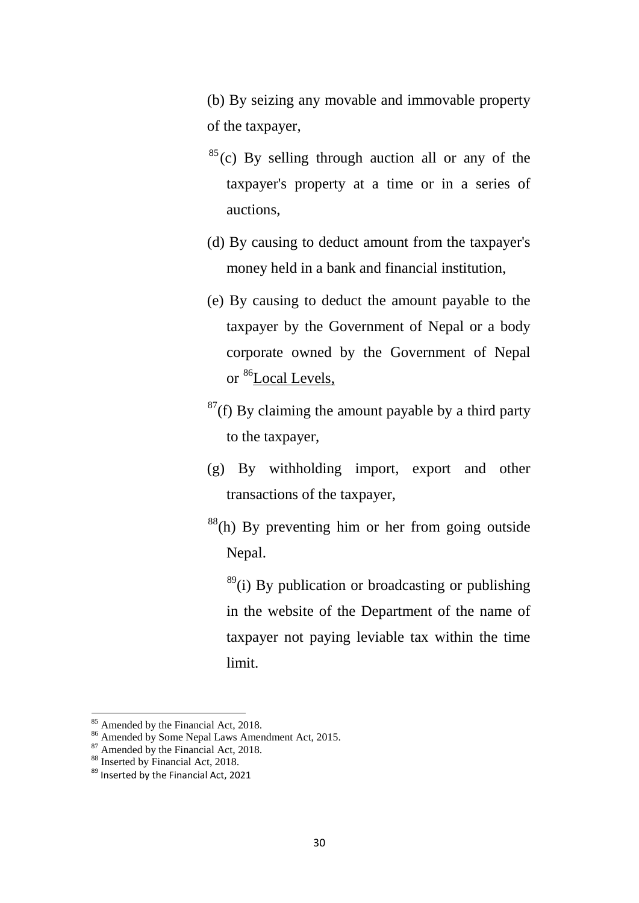(b) By seizing any movable and immovable property of the taxpayer,

[85](c) By selling through auction all or any of the taxpayer's property at a time or in a series of auctions,

(d) By causing to deduct amount from the taxpayer's money held in a bank and financial institution,

(e) By causing to deduct the amount payable to the taxpayer by the Government of Nepal or a body corporate owned by the Government of Nepal or [86]Local Levels,

[87](f) By claiming the amount payable by a third party to the taxpayer,

(g) By withholding import, export and other transactions of the taxpayer,

[88](h) By preventing him or her from going outside Nepal.

[89](i) By publication or broadcasting or publishing in the website of the Department of the name of taxpayer not paying leviable tax within the time limit.

---

[85] Amended by the Financial Act, 2018.
[86] Amended by Some Nepal Laws Amendment Act, 2015.
[87] Amended by the Financial Act, 2018.
[88] Inserted by Financial Act, 2018.
[89] Inserted by the Financial Act, 2021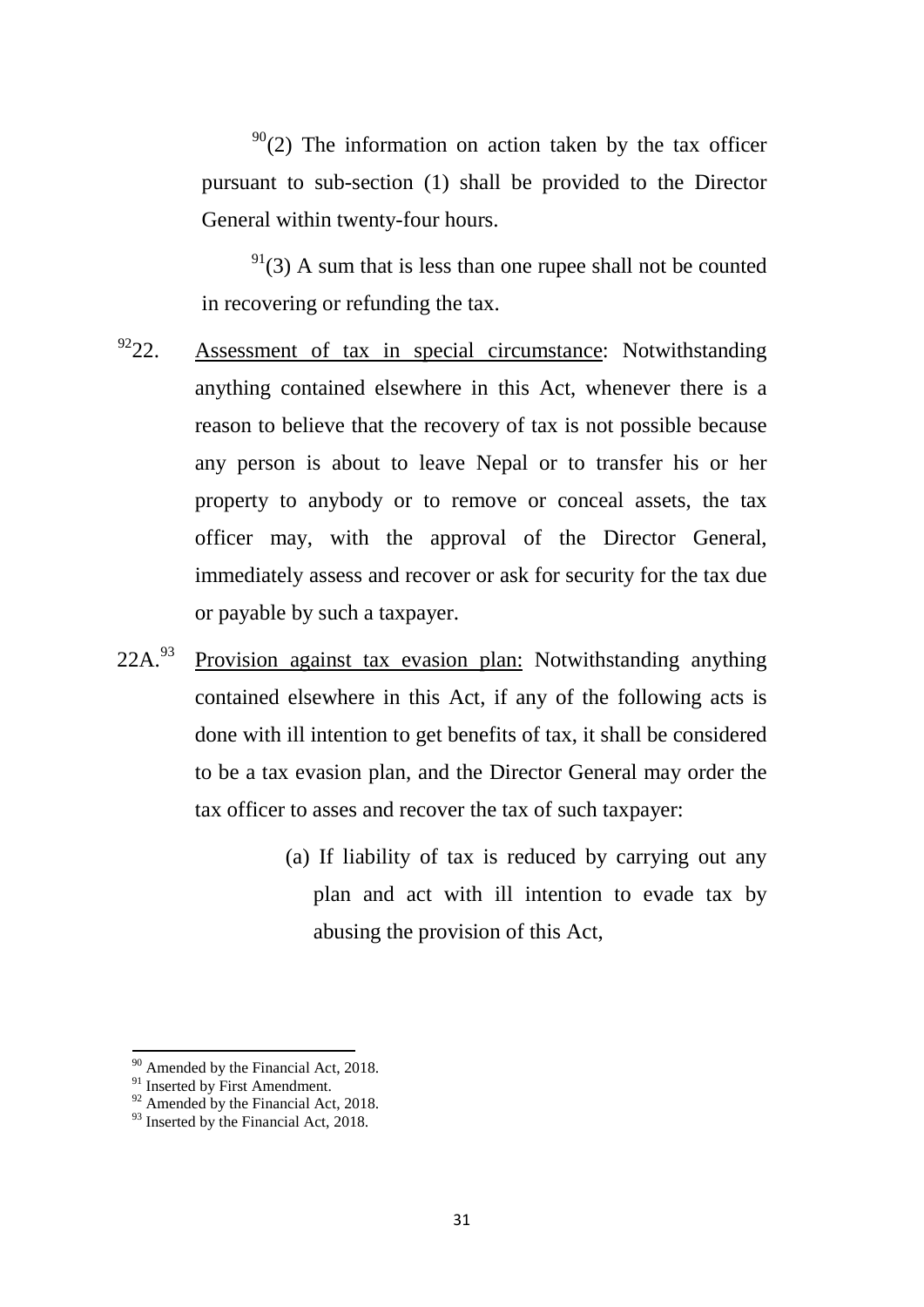[90](2) The information on action taken by the tax officer pursuant to sub-section (1) shall be provided to the Director General within twenty-four hours.

[91](3) A sum that is less than one rupee shall not be counted in recovering or refunding the tax.

[92]22. Assessment of tax in special circumstance: Notwithstanding anything contained elsewhere in this Act, whenever there is a reason to believe that the recovery of tax is not possible because any person is about to leave Nepal or to transfer his or her property to anybody or to remove or conceal assets, the tax officer may, with the approval of the Director General, immediately assess and recover or ask for security for the tax due or payable by such a taxpayer.

22A.[93] Provision against tax evasion plan: Notwithstanding anything contained elsewhere in this Act, if any of the following acts is done with ill intention to get benefits of tax, it shall be considered to be a tax evasion plan, and the Director General may order the tax officer to asses and recover the tax of such taxpayer:

(a) If liability of tax is reduced by carrying out any plan and act with ill intention to evade tax by abusing the provision of this Act,

---

[90] Amended by the Financial Act, 2018.
[91] Inserted by First Amendment.
[92] Amended by the Financial Act, 2018.
[93] Inserted by the Financial Act, 2018.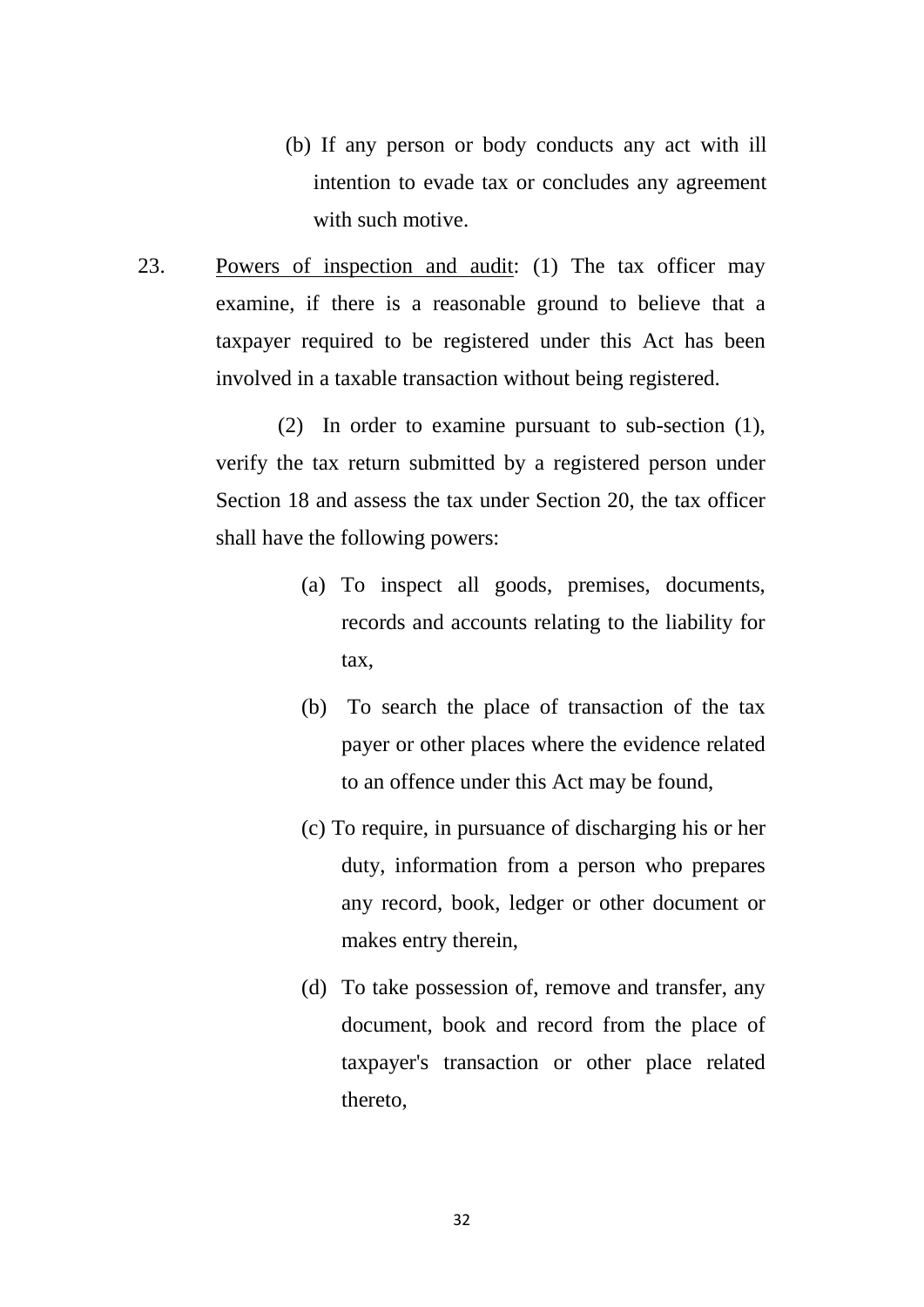(b) If any person or body conducts any act with ill intention to evade tax or concludes any agreement with such motive.

23. Powers of inspection and audit: (1) The tax officer may examine, if there is a reasonable ground to believe that a taxpayer required to be registered under this Act has been involved in a taxable transaction without being registered.

(2) In order to examine pursuant to sub-section (1), verify the tax return submitted by a registered person under Section 18 and assess the tax under Section 20, the tax officer shall have the following powers:

(a) To inspect all goods, premises, documents, records and accounts relating to the liability for tax,

(b) To search the place of transaction of the tax payer or other places where the evidence related to an offence under this Act may be found,

(c) To require, in pursuance of discharging his or her duty, information from a person who prepares any record, book, ledger or other document or makes entry therein,

(d) To take possession of, remove and transfer, any document, book and record from the place of taxpayer's transaction or other place related thereto,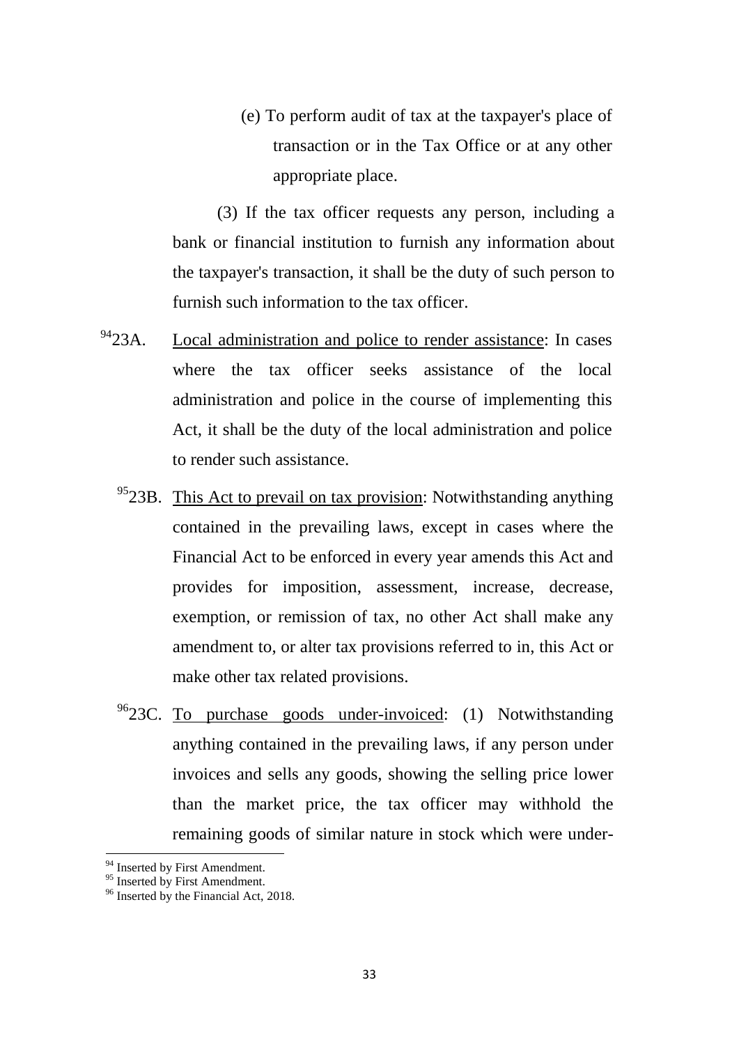(e) To perform audit of tax at the taxpayer's place of transaction or in the Tax Office or at any other appropriate place.

(3) If the tax officer requests any person, including a bank or financial institution to furnish any information about the taxpayer's transaction, it shall be the duty of such person to furnish such information to the tax officer.

[94]23A. Local administration and police to render assistance: In cases where the tax officer seeks assistance of the local administration and police in the course of implementing this Act, it shall be the duty of the local administration and police to render such assistance.

[95]23B. This Act to prevail on tax provision: Notwithstanding anything contained in the prevailing laws, except in cases where the Financial Act to be enforced in every year amends this Act and provides for imposition, assessment, increase, decrease, exemption, or remission of tax, no other Act shall make any amendment to, or alter tax provisions referred to in, this Act or make other tax related provisions.

[96]23C. To purchase goods under-invoiced: (1) Notwithstanding anything contained in the prevailing laws, if any person under invoices and sells any goods, showing the selling price lower than the market price, the tax officer may withhold the remaining goods of similar nature in stock which were under-

---

[94] Inserted by First Amendment.

[95] Inserted by First Amendment.

[96] Inserted by the Financial Act, 2018.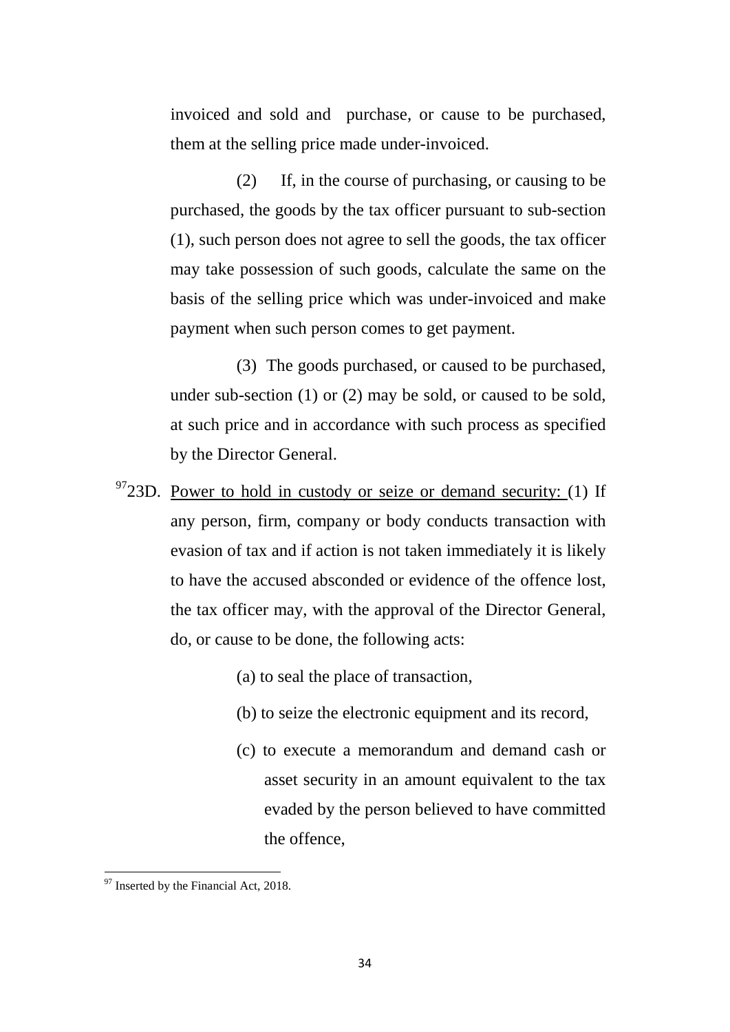invoiced and sold and purchase, or cause to be purchased, them at the selling price made under-invoiced.

(2) If, in the course of purchasing, or causing to be purchased, the goods by the tax officer pursuant to sub-section (1), such person does not agree to sell the goods, the tax officer may take possession of such goods, calculate the same on the basis of the selling price which was under-invoiced and make payment when such person comes to get payment.

(3) The goods purchased, or caused to be purchased, under sub-section (1) or (2) may be sold, or caused to be sold, at such price and in accordance with such process as specified by the Director General.

[97]23D. Power to hold in custody or seize or demand security: (1) If any person, firm, company or body conducts transaction with evasion of tax and if action is not taken immediately it is likely to have the accused absconded or evidence of the offence lost, the tax officer may, with the approval of the Director General, do, or cause to be done, the following acts:

(a) to seal the place of transaction,

(b) to seize the electronic equipment and its record,

(c) to execute a memorandum and demand cash or asset security in an amount equivalent to the tax evaded by the person believed to have committed the offence,

---

[97] Inserted by the Financial Act, 2018.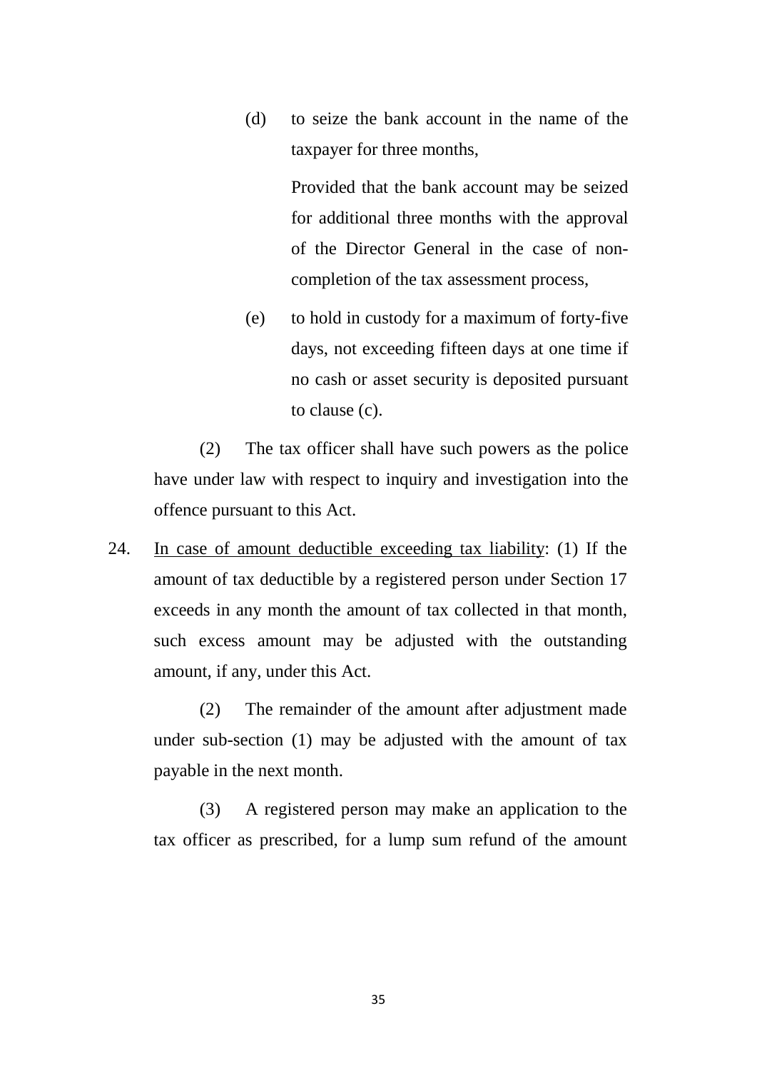(d) to seize the bank account in the name of the taxpayer for three months,

Provided that the bank account may be seized for additional three months with the approval of the Director General in the case of non-completion of the tax assessment process,

(e) to hold in custody for a maximum of forty-five days, not exceeding fifteen days at one time if no cash or asset security is deposited pursuant to clause (c).

(2) The tax officer shall have such powers as the police have under law with respect to inquiry and investigation into the offence pursuant to this Act.

24. In case of amount deductible exceeding tax liability: (1) If the amount of tax deductible by a registered person under Section 17 exceeds in any month the amount of tax collected in that month, such excess amount may be adjusted with the outstanding amount, if any, under this Act.

(2) The remainder of the amount after adjustment made under sub-section (1) may be adjusted with the amount of tax payable in the next month.

(3) A registered person may make an application to the tax officer as prescribed, for a lump sum refund of the amount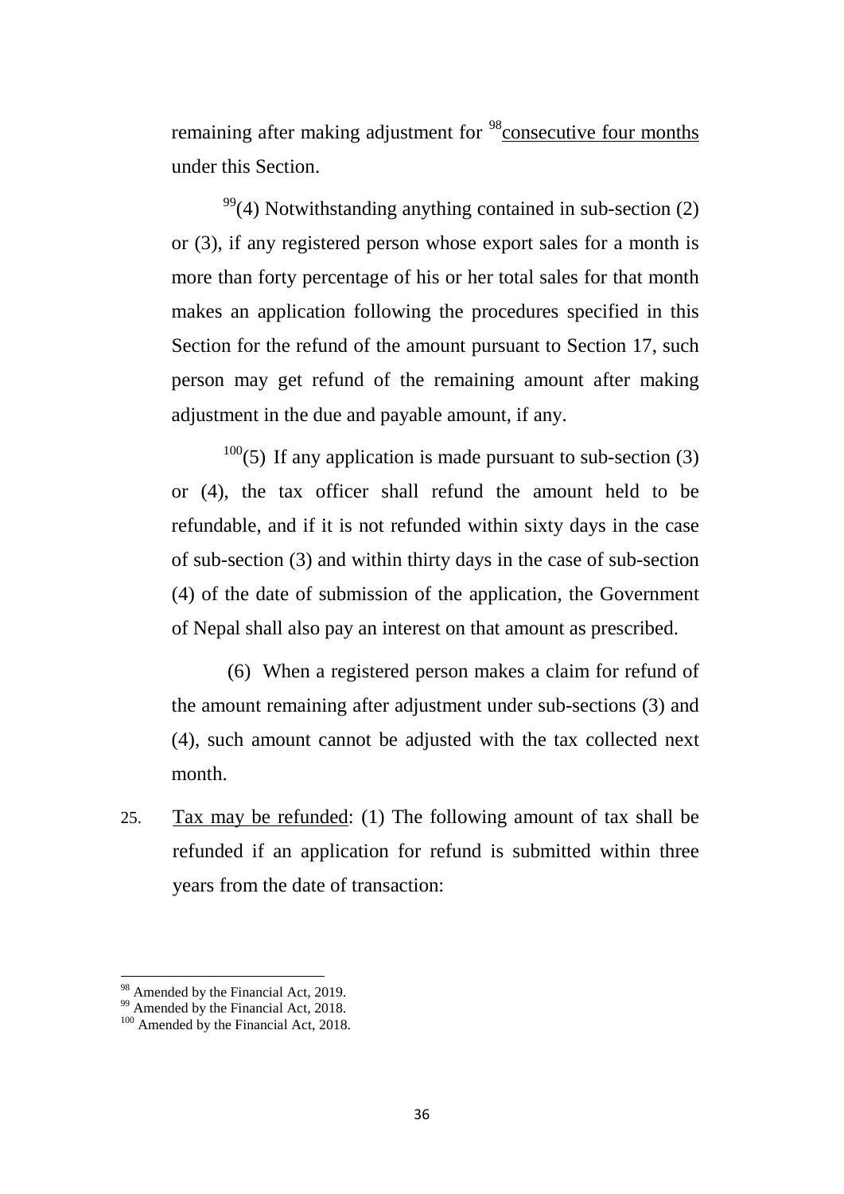remaining after making adjustment for [98]consecutive four months under this Section.

[99](4) Notwithstanding anything contained in sub-section (2) or (3), if any registered person whose export sales for a month is more than forty percentage of his or her total sales for that month makes an application following the procedures specified in this Section for the refund of the amount pursuant to Section 17, such person may get refund of the remaining amount after making adjustment in the due and payable amount, if any.

[100](5) If any application is made pursuant to sub-section (3) or (4), the tax officer shall refund the amount held to be refundable, and if it is not refunded within sixty days in the case of sub-section (3) and within thirty days in the case of sub-section (4) of the date of submission of the application, the Government of Nepal shall also pay an interest on that amount as prescribed.

(6) When a registered person makes a claim for refund of the amount remaining after adjustment under sub-sections (3) and (4), such amount cannot be adjusted with the tax collected next month.

25. Tax may be refunded: (1) The following amount of tax shall be refunded if an application for refund is submitted within three years from the date of transaction:

---

[98] Amended by the Financial Act, 2019.

[99] Amended by the Financial Act, 2018.

[100] Amended by the Financial Act, 2018.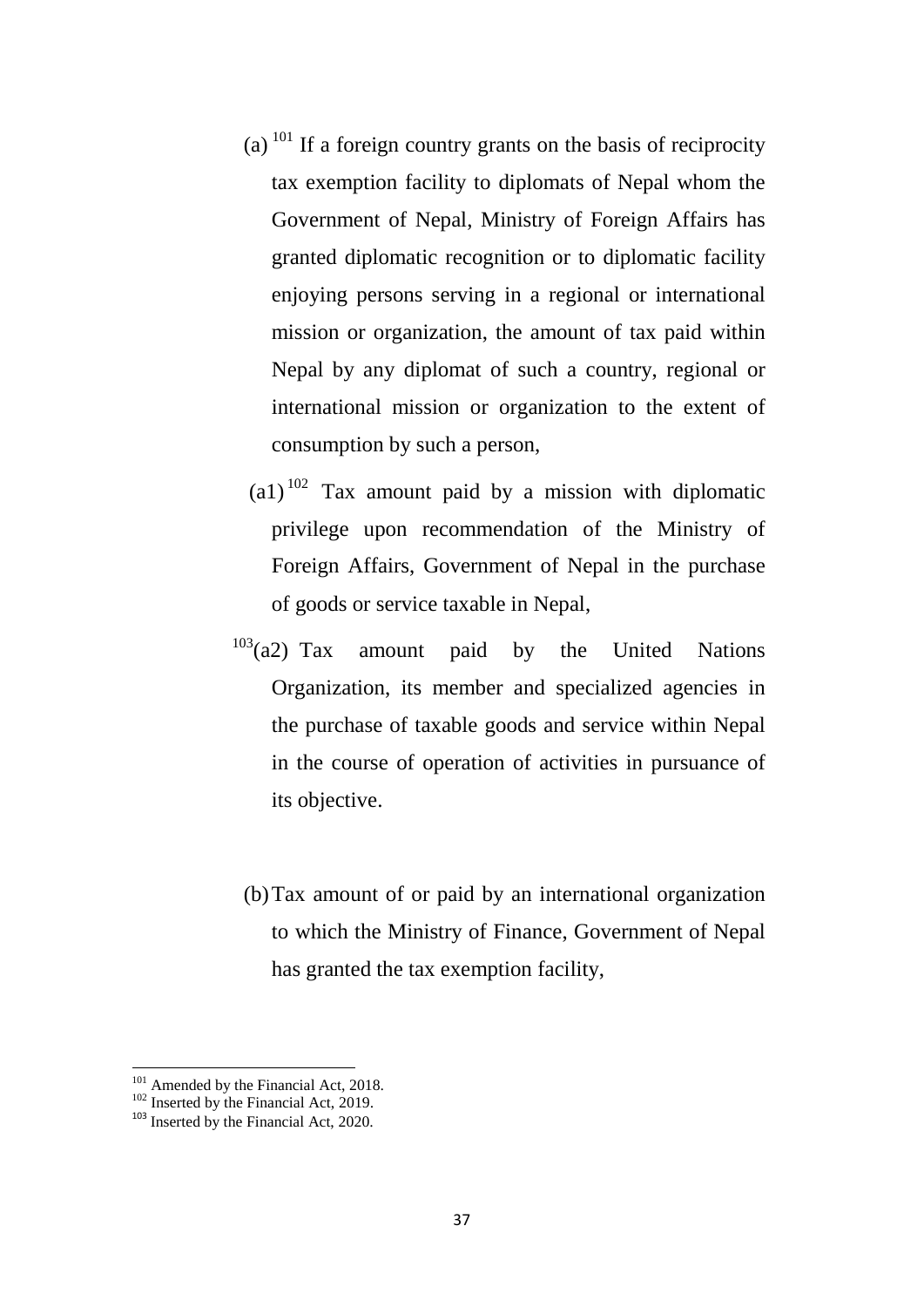(a) [101] If a foreign country grants on the basis of reciprocity tax exemption facility to diplomats of Nepal whom the Government of Nepal, Ministry of Foreign Affairs has granted diplomatic recognition or to diplomatic facility enjoying persons serving in a regional or international mission or organization, the amount of tax paid within Nepal by any diplomat of such a country, regional or international mission or organization to the extent of consumption by such a person,

(a1) [102] Tax amount paid by a mission with diplomatic privilege upon recommendation of the Ministry of Foreign Affairs, Government of Nepal in the purchase of goods or service taxable in Nepal,

[103](a2) Tax amount paid by the United Nations Organization, its member and specialized agencies in the purchase of taxable goods and service within Nepal in the course of operation of activities in pursuance of its objective.

(b) Tax amount of or paid by an international organization to which the Ministry of Finance, Government of Nepal has granted the tax exemption facility,

---

[101] Amended by the Financial Act, 2018.
[102] Inserted by the Financial Act, 2019.
[103] Inserted by the Financial Act, 2020.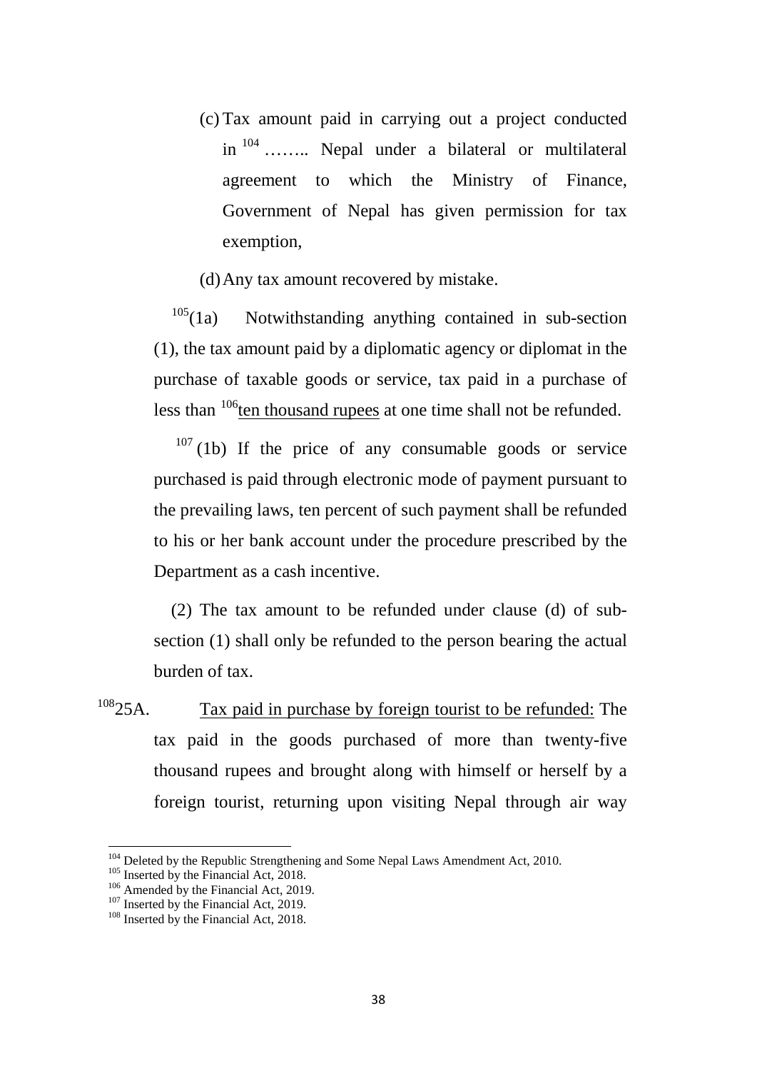(c) Tax amount paid in carrying out a project conducted in [104] …….. Nepal under a bilateral or multilateral agreement to which the Ministry of Finance, Government of Nepal has given permission for tax exemption,

(d) Any tax amount recovered by mistake.

[105](1a) Notwithstanding anything contained in sub-section (1), the tax amount paid by a diplomatic agency or diplomat in the purchase of taxable goods or service, tax paid in a purchase of less than [106]<u>ten thousand rupees</u> at one time shall not be refunded.

[107] (1b) If the price of any consumable goods or service purchased is paid through electronic mode of payment pursuant to the prevailing laws, ten percent of such payment shall be refunded to his or her bank account under the procedure prescribed by the Department as a cash incentive.

(2) The tax amount to be refunded under clause (d) of sub-section (1) shall only be refunded to the person bearing the actual burden of tax.

[108]25A. <u>Tax paid in purchase by foreign tourist to be refunded:</u> The tax paid in the goods purchased of more than twenty-five thousand rupees and brought along with himself or herself by a foreign tourist, returning upon visiting Nepal through air way

---

[104] Deleted by the Republic Strengthening and Some Nepal Laws Amendment Act, 2010.
[105] Inserted by the Financial Act, 2018.
[106] Amended by the Financial Act, 2019.
[107] Inserted by the Financial Act, 2019.
[108] Inserted by the Financial Act, 2018.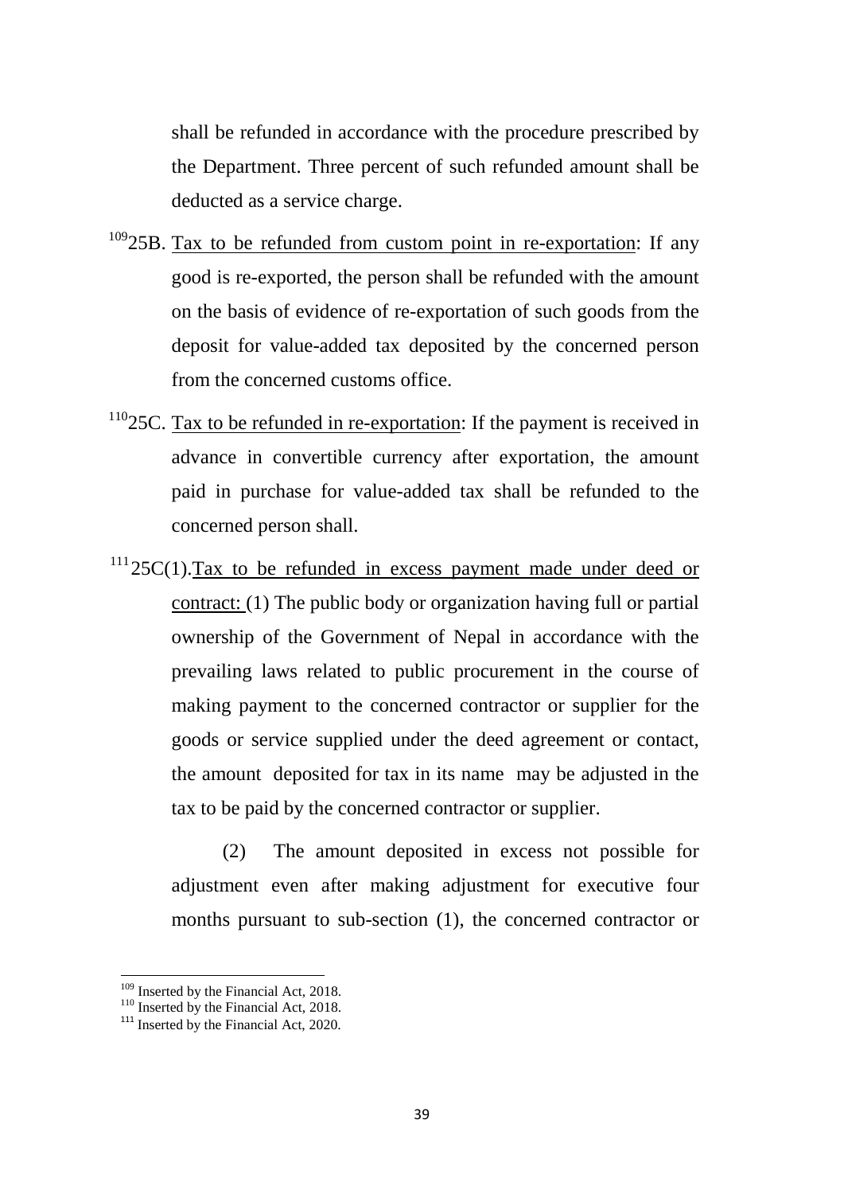shall be refunded in accordance with the procedure prescribed by the Department. Three percent of such refunded amount shall be deducted as a service charge.

[109]25B. Tax to be refunded from custom point in re-exportation: If any good is re-exported, the person shall be refunded with the amount on the basis of evidence of re-exportation of such goods from the deposit for value-added tax deposited by the concerned person from the concerned customs office.

[110]25C. Tax to be refunded in re-exportation: If the payment is received in advance in convertible currency after exportation, the amount paid in purchase for value-added tax shall be refunded to the concerned person shall.

[111]25C(1). Tax to be refunded in excess payment made under deed or contract: (1) The public body or organization having full or partial ownership of the Government of Nepal in accordance with the prevailing laws related to public procurement in the course of making payment to the concerned contractor or supplier for the goods or service supplied under the deed agreement or contact, the amount deposited for tax in its name may be adjusted in the tax to be paid by the concerned contractor or supplier.

(2) The amount deposited in excess not possible for adjustment even after making adjustment for executive four months pursuant to sub-section (1), the concerned contractor or

---

[109] Inserted by the Financial Act, 2018.

[110] Inserted by the Financial Act, 2018.

[111] Inserted by the Financial Act, 2020.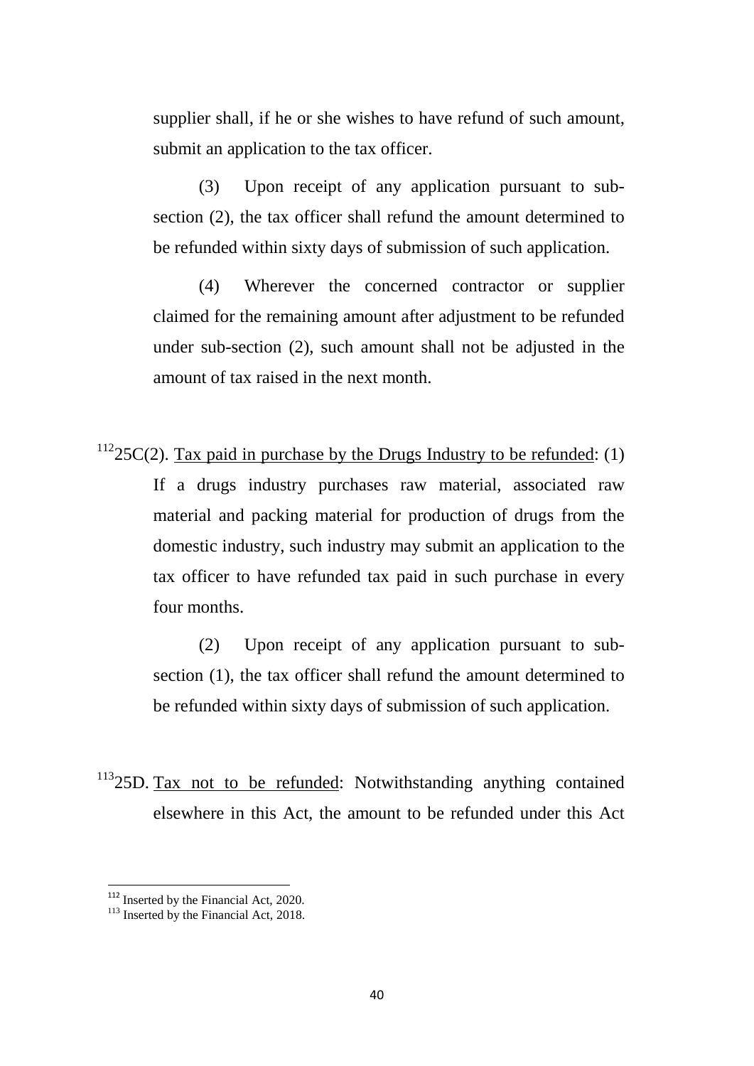supplier shall, if he or she wishes to have refund of such amount, submit an application to the tax officer.

(3) Upon receipt of any application pursuant to sub-section (2), the tax officer shall refund the amount determined to be refunded within sixty days of submission of such application.

(4) Wherever the concerned contractor or supplier claimed for the remaining amount after adjustment to be refunded under sub-section (2), such amount shall not be adjusted in the amount of tax raised in the next month.

[112]25C(2). Tax paid in purchase by the Drugs Industry to be refunded: (1) If a drugs industry purchases raw material, associated raw material and packing material for production of drugs from the domestic industry, such industry may submit an application to the tax officer to have refunded tax paid in such purchase in every four months.

(2) Upon receipt of any application pursuant to sub-section (1), the tax officer shall refund the amount determined to be refunded within sixty days of submission of such application.

[113]25D. Tax not to be refunded: Notwithstanding anything contained elsewhere in this Act, the amount to be refunded under this Act

---

[112] Inserted by the Financial Act, 2020.

[113] Inserted by the Financial Act, 2018.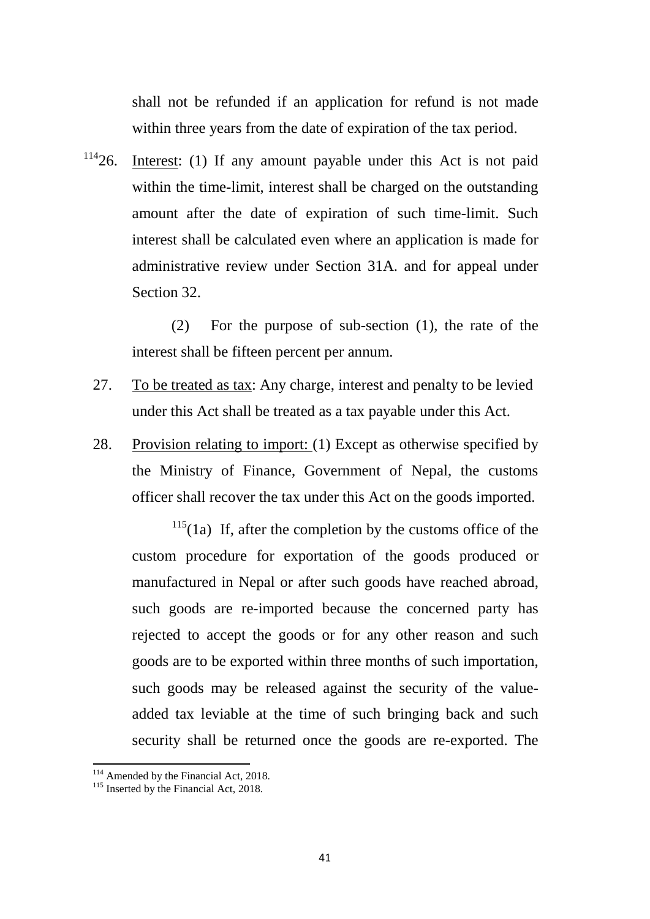shall not be refunded if an application for refund is not made within three years from the date of expiration of the tax period.

[114]26. Interest: (1) If any amount payable under this Act is not paid within the time-limit, interest shall be charged on the outstanding amount after the date of expiration of such time-limit. Such interest shall be calculated even where an application is made for administrative review under Section 31A. and for appeal under Section 32.

(2) For the purpose of sub-section (1), the rate of the interest shall be fifteen percent per annum.

27. To be treated as tax: Any charge, interest and penalty to be levied under this Act shall be treated as a tax payable under this Act.

28. Provision relating to import: (1) Except as otherwise specified by the Ministry of Finance, Government of Nepal, the customs officer shall recover the tax under this Act on the goods imported.

[115](1a) If, after the completion by the customs office of the custom procedure for exportation of the goods produced or manufactured in Nepal or after such goods have reached abroad, such goods are re-imported because the concerned party has rejected to accept the goods or for any other reason and such goods are to be exported within three months of such importation, such goods may be released against the security of the value-added tax leviable at the time of such bringing back and such security shall be returned once the goods are re-exported. The

---

[114] Amended by the Financial Act, 2018.

[115] Inserted by the Financial Act, 2018.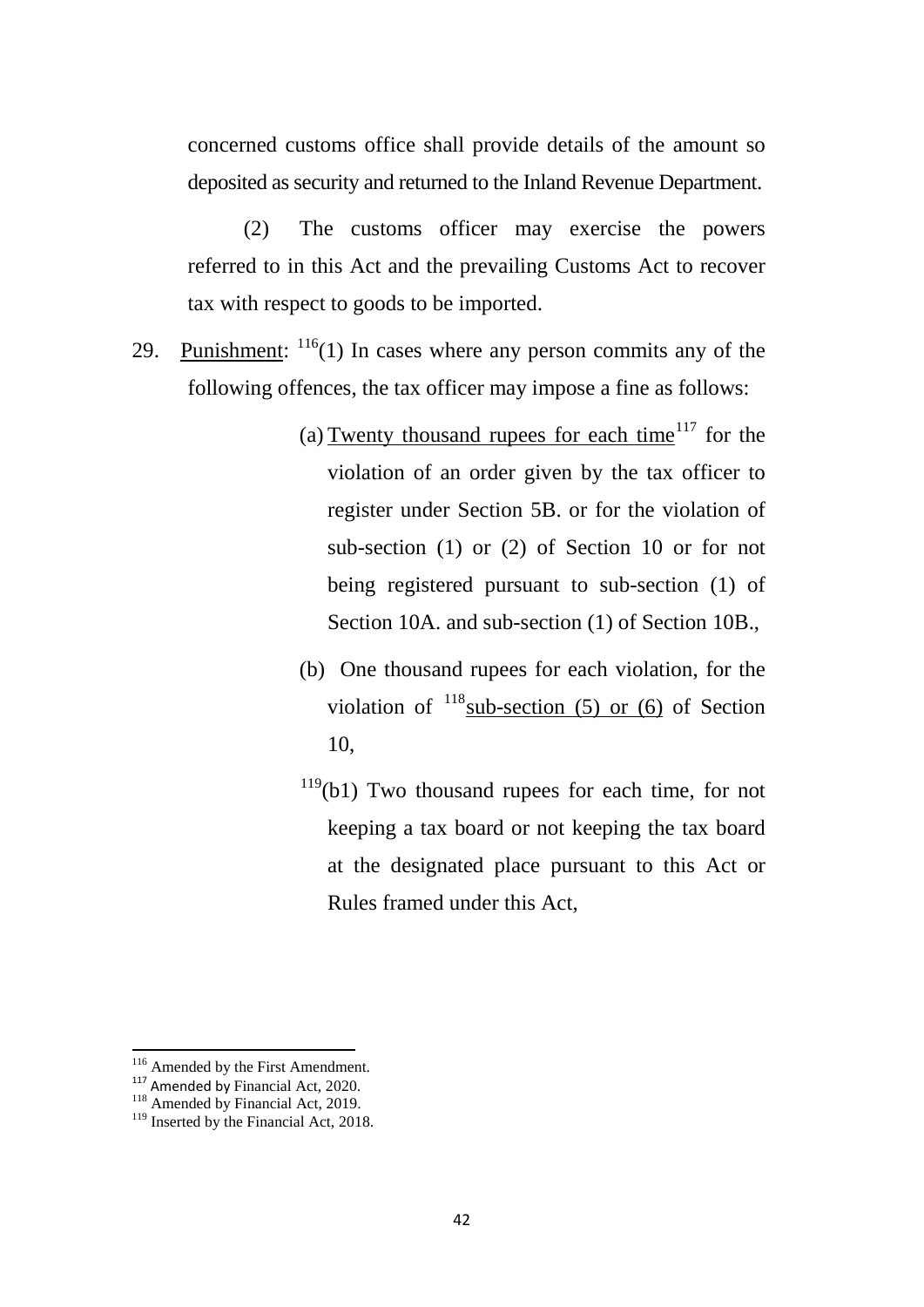concerned customs office shall provide details of the amount so deposited as security and returned to the Inland Revenue Department.

(2) The customs officer may exercise the powers referred to in this Act and the prevailing Customs Act to recover tax with respect to goods to be imported.

29. Punishment: [116](1) In cases where any person commits any of the following offences, the tax officer may impose a fine as follows:

(a) Twenty thousand rupees for each time[117] for the violation of an order given by the tax officer to register under Section 5B. or for the violation of sub-section (1) or (2) of Section 10 or for not being registered pursuant to sub-section (1) of Section 10A. and sub-section (1) of Section 10B.,

(b) One thousand rupees for each violation, for the violation of [118]sub-section (5) or (6) of Section 10,

[119](b1) Two thousand rupees for each time, for not keeping a tax board or not keeping the tax board at the designated place pursuant to this Act or Rules framed under this Act,

---

[116] Amended by the First Amendment.
[117] Amended by Financial Act, 2020.
[118] Amended by Financial Act, 2019.
[119] Inserted by the Financial Act, 2018.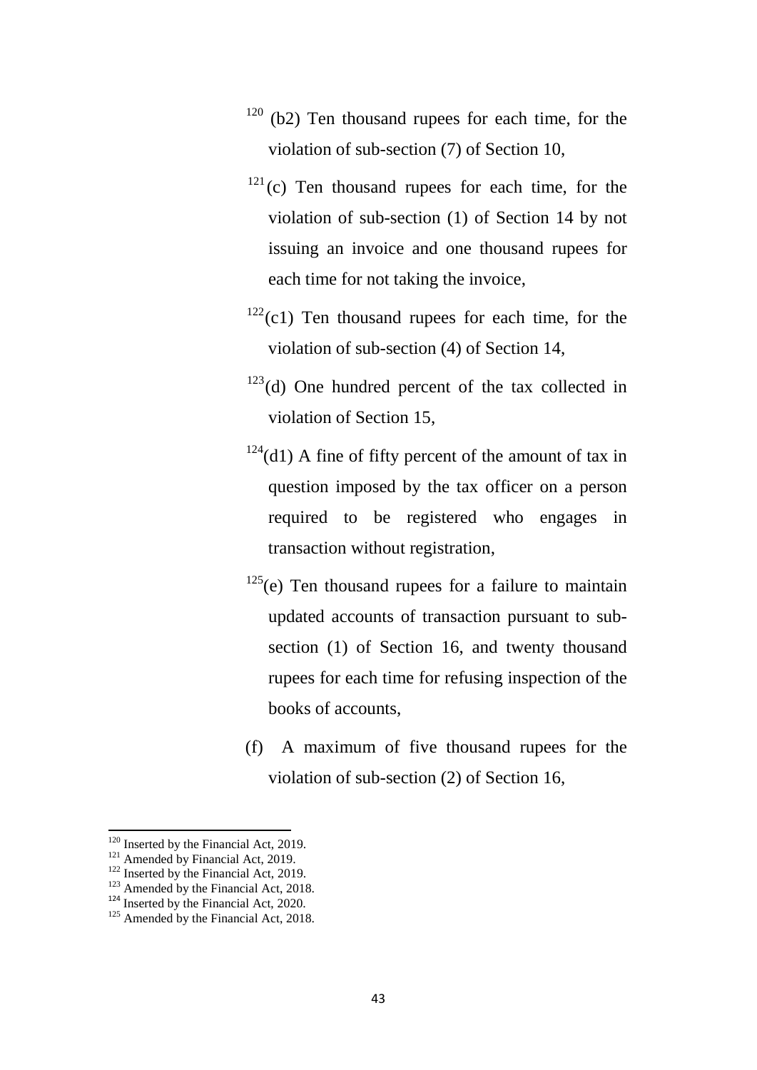[120] (b2) Ten thousand rupees for each time, for the violation of sub-section (7) of Section 10,

[121] (c) Ten thousand rupees for each time, for the violation of sub-section (1) of Section 14 by not issuing an invoice and one thousand rupees for each time for not taking the invoice,

[122] (c1) Ten thousand rupees for each time, for the violation of sub-section (4) of Section 14,

[123] (d) One hundred percent of the tax collected in violation of Section 15,

[124] (d1) A fine of fifty percent of the amount of tax in question imposed by the tax officer on a person required to be registered who engages in transaction without registration,

[125] (e) Ten thousand rupees for a failure to maintain updated accounts of transaction pursuant to sub-section (1) of Section 16, and twenty thousand rupees for each time for refusing inspection of the books of accounts,

(f) A maximum of five thousand rupees for the violation of sub-section (2) of Section 16,

---

[120] Inserted by the Financial Act, 2019.
[121] Amended by Financial Act, 2019.
[122] Inserted by the Financial Act, 2019.
[123] Amended by the Financial Act, 2018.
[124] Inserted by the Financial Act, 2020.
[125] Amended by the Financial Act, 2018.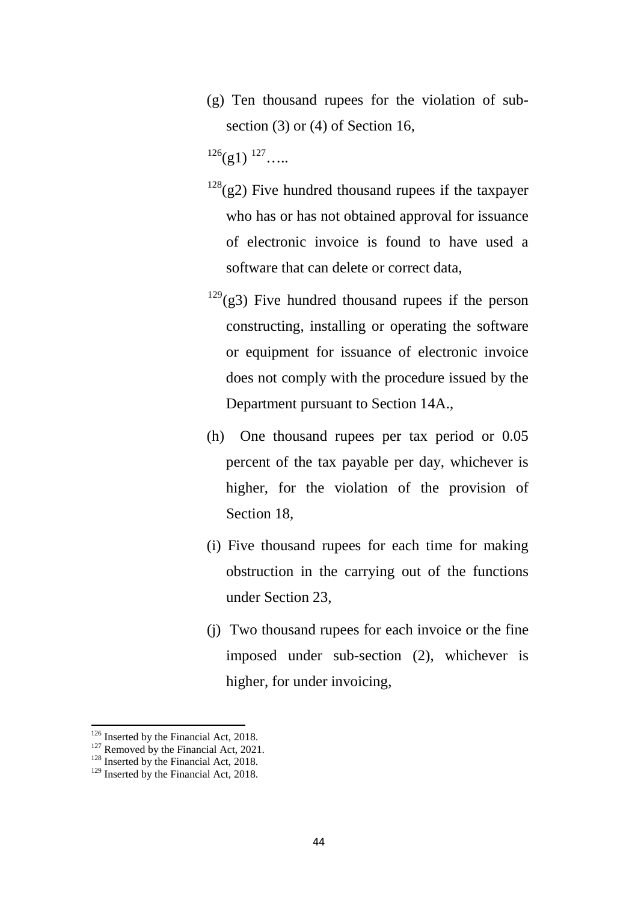(g) Ten thousand rupees for the violation of sub-section (3) or (4) of Section 16,

[126](g1) [127]…..

[128](g2) Five hundred thousand rupees if the taxpayer who has or has not obtained approval for issuance of electronic invoice is found to have used a software that can delete or correct data,

[129](g3) Five hundred thousand rupees if the person constructing, installing or operating the software or equipment for issuance of electronic invoice does not comply with the procedure issued by the Department pursuant to Section 14A.,

(h) One thousand rupees per tax period or 0.05 percent of the tax payable per day, whichever is higher, for the violation of the provision of Section 18,

(i) Five thousand rupees for each time for making obstruction in the carrying out of the functions under Section 23,

(j) Two thousand rupees for each invoice or the fine imposed under sub-section (2), whichever is higher, for under invoicing,

---

[126] Inserted by the Financial Act, 2018.

[127] Removed by the Financial Act, 2021.

[128] Inserted by the Financial Act, 2018.

[129] Inserted by the Financial Act, 2018.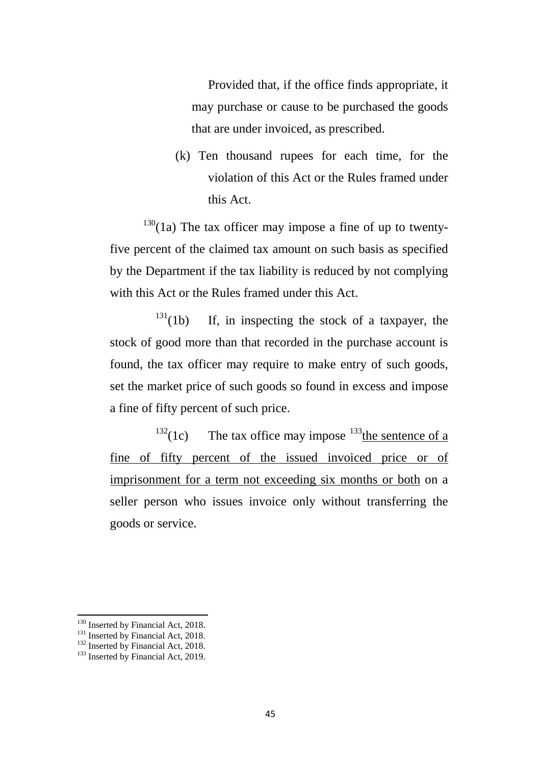Provided that, if the office finds appropriate, it may purchase or cause to be purchased the goods that are under invoiced, as prescribed.

(k) Ten thousand rupees for each time, for the violation of this Act or the Rules framed under this Act.

[130](1a) The tax officer may impose a fine of up to twenty-five percent of the claimed tax amount on such basis as specified by the Department if the tax liability is reduced by not complying with this Act or the Rules framed under this Act.

[131](1b) If, in inspecting the stock of a taxpayer, the stock of good more than that recorded in the purchase account is found, the tax officer may require to make entry of such goods, set the market price of such goods so found in excess and impose a fine of fifty percent of such price.

[132](1c) The tax office may impose [133]<u>the sentence of a fine of fifty percent of the issued invoiced price or of imprisonment for a term not exceeding six months or both</u> on a seller person who issues invoice only without transferring the goods or service.

---

[130] Inserted by Financial Act, 2018.
[131] Inserted by Financial Act, 2018.
[132] Inserted by Financial Act, 2018.
[133] Inserted by Financial Act, 2019.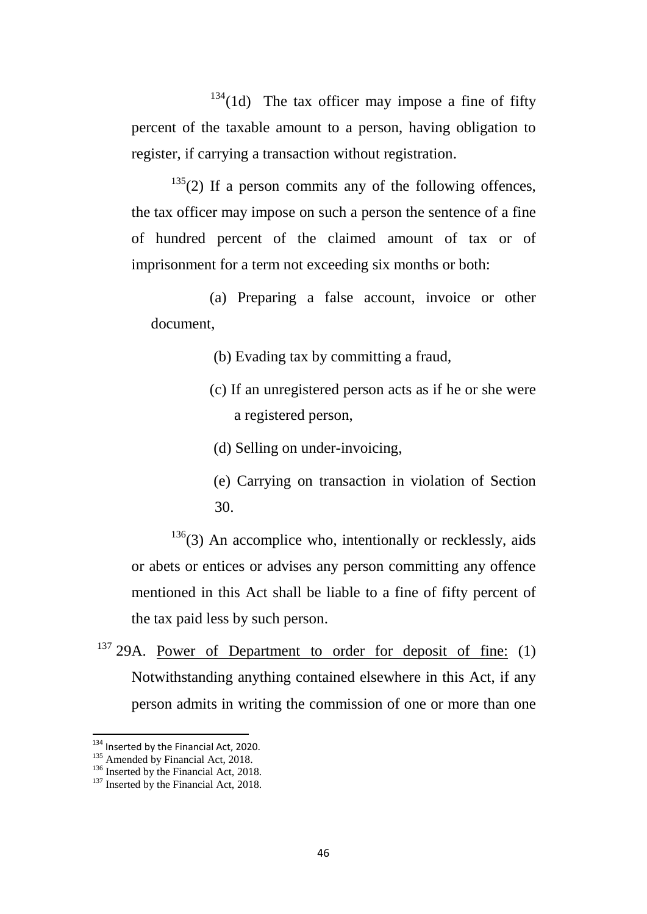[134](1d) The tax officer may impose a fine of fifty percent of the taxable amount to a person, having obligation to register, if carrying a transaction without registration.

[135](2) If a person commits any of the following offences, the tax officer may impose on such a person the sentence of a fine of hundred percent of the claimed amount of tax or of imprisonment for a term not exceeding six months or both:

(a) Preparing a false account, invoice or other document,

(b) Evading tax by committing a fraud,

(c) If an unregistered person acts as if he or she were a registered person,

(d) Selling on under-invoicing,

(e) Carrying on transaction in violation of Section 30.

[136](3) An accomplice who, intentionally or recklessly, aids or abets or entices or advises any person committing any offence mentioned in this Act shall be liable to a fine of fifty percent of the tax paid less by such person.

[137] 29A. Power of Department to order for deposit of fine: (1) Notwithstanding anything contained elsewhere in this Act, if any person admits in writing the commission of one or more than one

---

[134] Inserted by the Financial Act, 2020.

[135] Amended by Financial Act, 2018.

[136] Inserted by the Financial Act, 2018.

[137] Inserted by the Financial Act, 2018.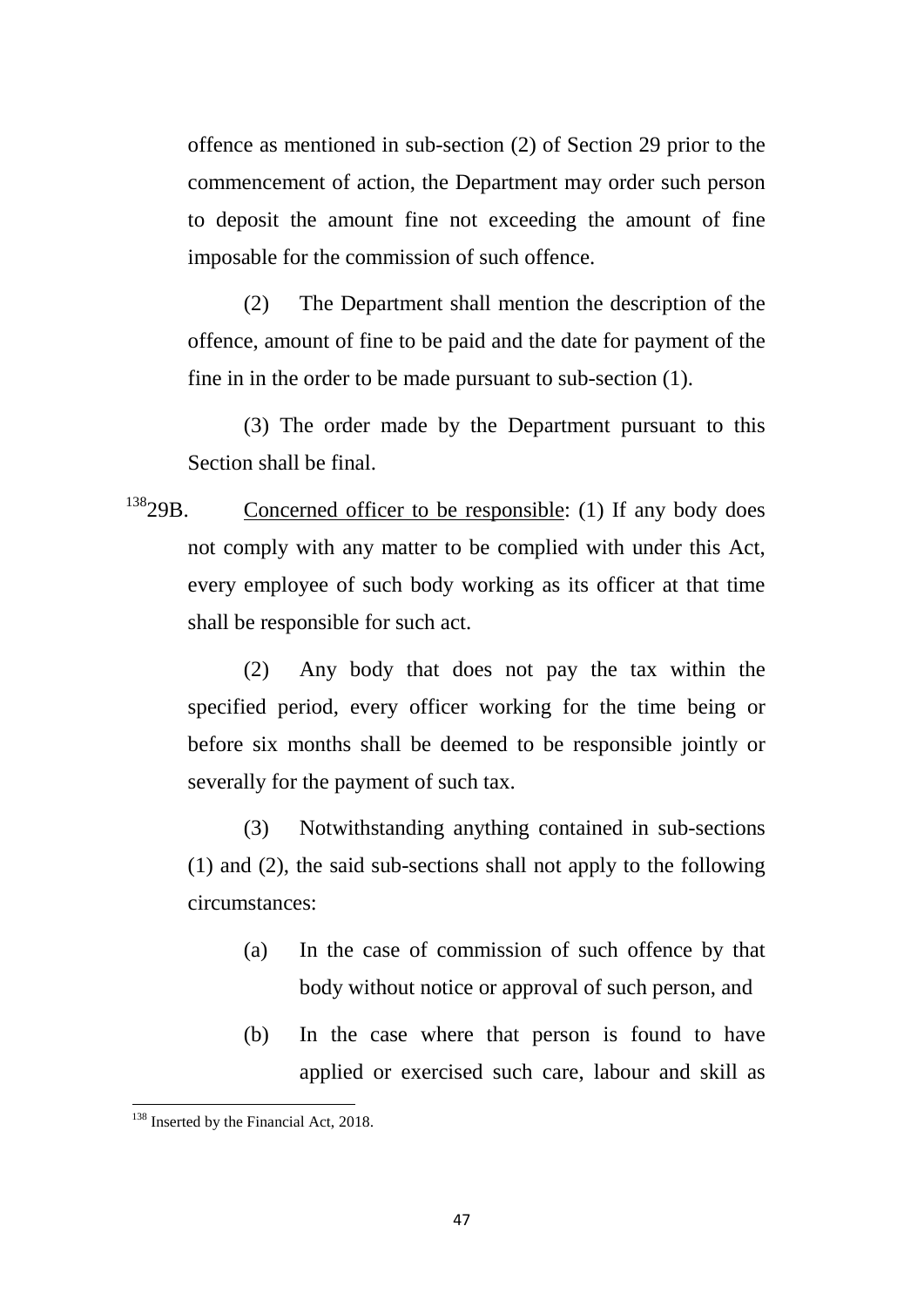offence as mentioned in sub-section (2) of Section 29 prior to the commencement of action, the Department may order such person to deposit the amount fine not exceeding the amount of fine imposable for the commission of such offence.

(2) The Department shall mention the description of the offence, amount of fine to be paid and the date for payment of the fine in in the order to be made pursuant to sub-section (1).

(3) The order made by the Department pursuant to this Section shall be final.

[138]29B. Concerned officer to be responsible: (1) If any body does not comply with any matter to be complied with under this Act, every employee of such body working as its officer at that time shall be responsible for such act.

(2) Any body that does not pay the tax within the specified period, every officer working for the time being or before six months shall be deemed to be responsible jointly or severally for the payment of such tax.

(3) Notwithstanding anything contained in sub-sections (1) and (2), the said sub-sections shall not apply to the following circumstances:

(a) In the case of commission of such offence by that body without notice or approval of such person, and

(b) In the case where that person is found to have applied or exercised such care, labour and skill as

---

[138] Inserted by the Financial Act, 2018.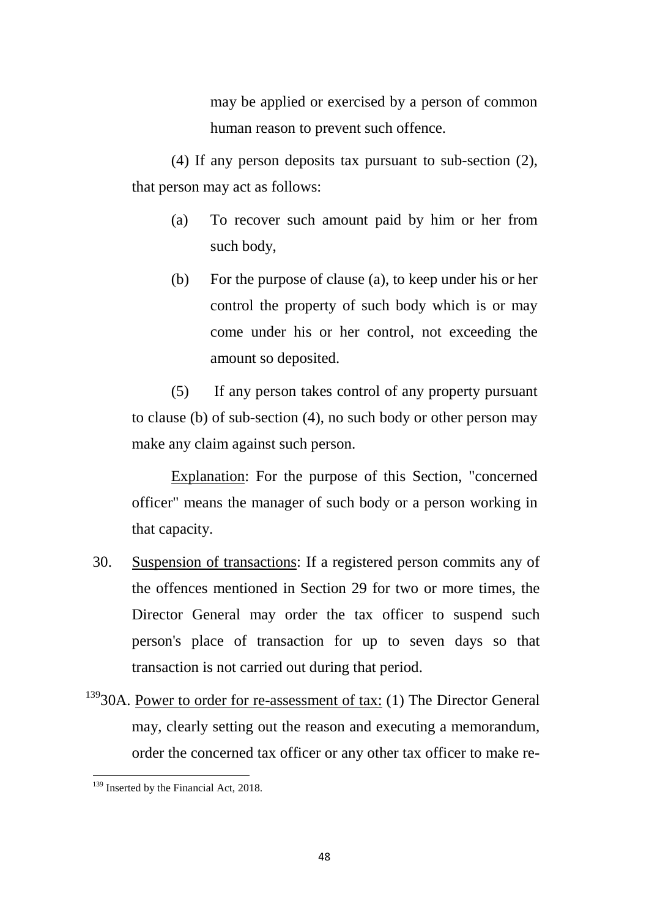may be applied or exercised by a person of common human reason to prevent such offence.

(4) If any person deposits tax pursuant to sub-section (2), that person may act as follows:

(a) To recover such amount paid by him or her from such body,

(b) For the purpose of clause (a), to keep under his or her control the property of such body which is or may come under his or her control, not exceeding the amount so deposited.

(5) If any person takes control of any property pursuant to clause (b) of sub-section (4), no such body or other person may make any claim against such person.

Explanation: For the purpose of this Section, "concerned officer" means the manager of such body or a person working in that capacity.

30. Suspension of transactions: If a registered person commits any of the offences mentioned in Section 29 for two or more times, the Director General may order the tax officer to suspend such person's place of transaction for up to seven days so that transaction is not carried out during that period.

[139]30A. Power to order for re-assessment of tax: (1) The Director General may, clearly setting out the reason and executing a memorandum, order the concerned tax officer or any other tax officer to make re-

[139] Inserted by the Financial Act, 2018.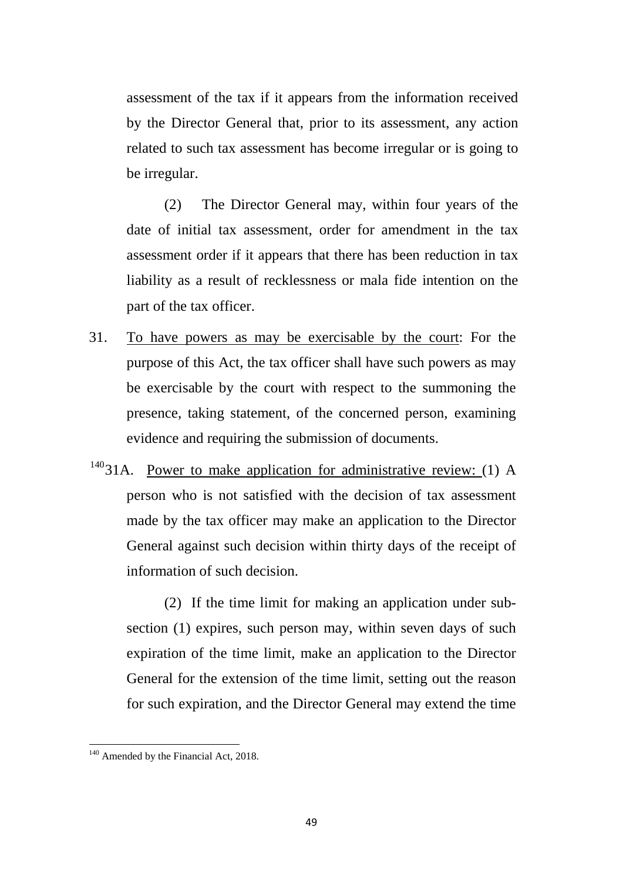assessment of the tax if it appears from the information received by the Director General that, prior to its assessment, any action related to such tax assessment has become irregular or is going to be irregular.

(2) The Director General may, within four years of the date of initial tax assessment, order for amendment in the tax assessment order if it appears that there has been reduction in tax liability as a result of recklessness or mala fide intention on the part of the tax officer.

31. To have powers as may be exercisable by the court: For the purpose of this Act, the tax officer shall have such powers as may be exercisable by the court with respect to the summoning the presence, taking statement, of the concerned person, examining evidence and requiring the submission of documents.

[140]31A. Power to make application for administrative review: (1) A person who is not satisfied with the decision of tax assessment made by the tax officer may make an application to the Director General against such decision within thirty days of the receipt of information of such decision.

(2) If the time limit for making an application under sub-section (1) expires, such person may, within seven days of such expiration of the time limit, make an application to the Director General for the extension of the time limit, setting out the reason for such expiration, and the Director General may extend the time

[140] Amended by the Financial Act, 2018.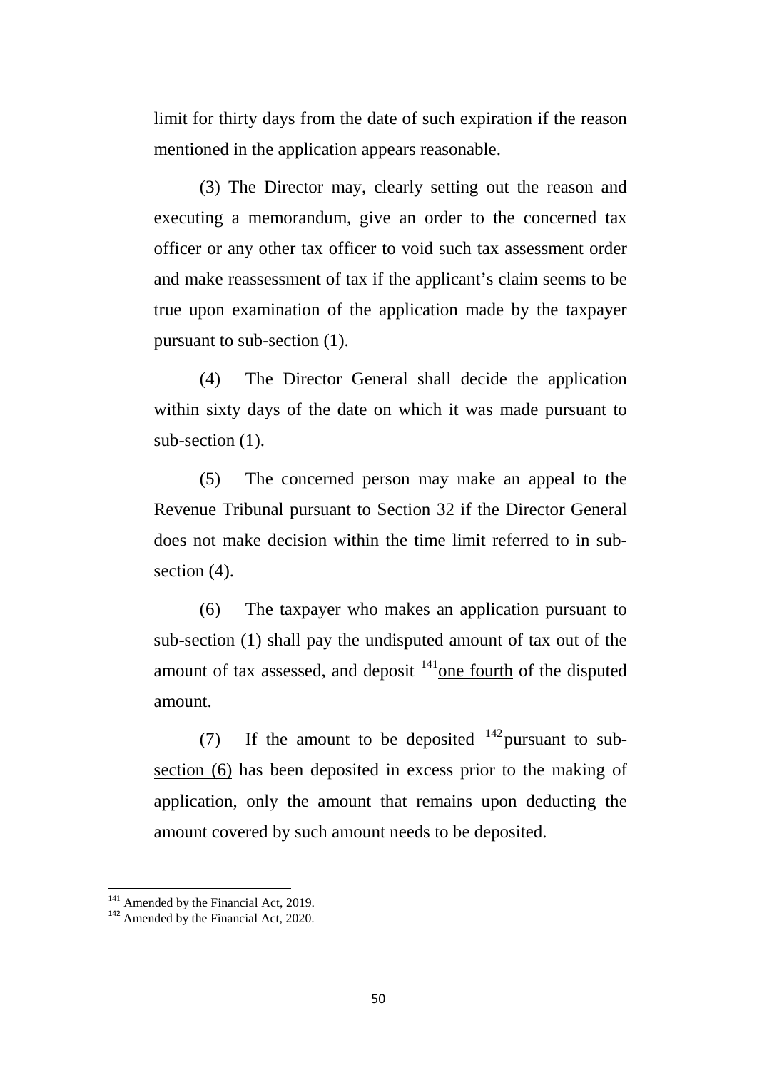limit for thirty days from the date of such expiration if the reason mentioned in the application appears reasonable.

(3) The Director may, clearly setting out the reason and executing a memorandum, give an order to the concerned tax officer or any other tax officer to void such tax assessment order and make reassessment of tax if the applicant's claim seems to be true upon examination of the application made by the taxpayer pursuant to sub-section (1).

(4) The Director General shall decide the application within sixty days of the date on which it was made pursuant to sub-section (1).

(5) The concerned person may make an appeal to the Revenue Tribunal pursuant to Section 32 if the Director General does not make decision within the time limit referred to in sub-section (4).

(6) The taxpayer who makes an application pursuant to sub-section (1) shall pay the undisputed amount of tax out of the amount of tax assessed, and deposit [141]one fourth of the disputed amount.

(7) If the amount to be deposited [142]pursuant to sub-section (6) has been deposited in excess prior to the making of application, only the amount that remains upon deducting the amount covered by such amount needs to be deposited.

---

[141] Amended by the Financial Act, 2019.

[142] Amended by the Financial Act, 2020.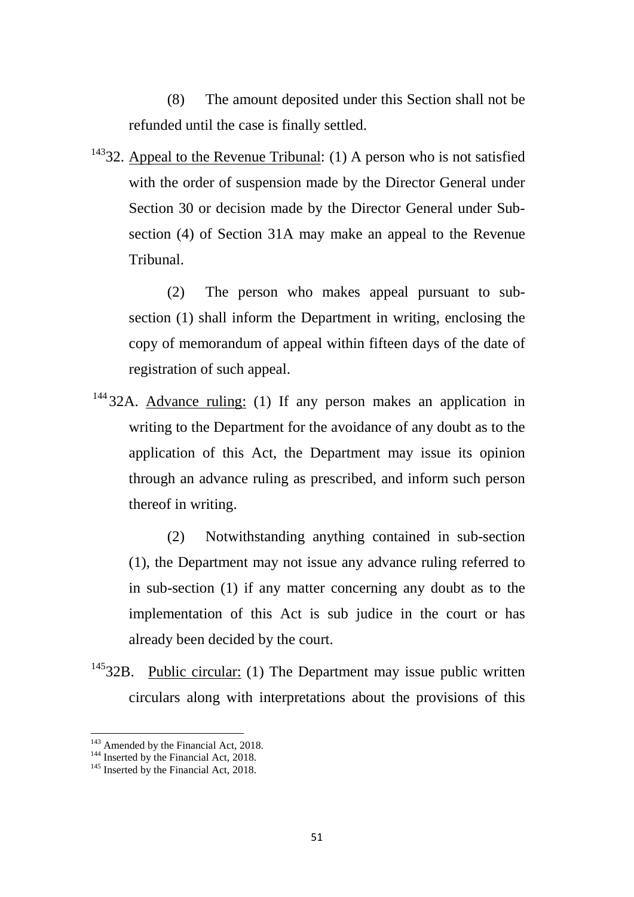(8) The amount deposited under this Section shall not be refunded until the case is finally settled.

[143]32. Appeal to the Revenue Tribunal: (1) A person who is not satisfied with the order of suspension made by the Director General under Section 30 or decision made by the Director General under Sub-section (4) of Section 31A may make an appeal to the Revenue Tribunal.

(2) The person who makes appeal pursuant to sub-section (1) shall inform the Department in writing, enclosing the copy of memorandum of appeal within fifteen days of the date of registration of such appeal.

[144]32A. Advance ruling: (1) If any person makes an application in writing to the Department for the avoidance of any doubt as to the application of this Act, the Department may issue its opinion through an advance ruling as prescribed, and inform such person thereof in writing.

(2) Notwithstanding anything contained in sub-section (1), the Department may not issue any advance ruling referred to in sub-section (1) if any matter concerning any doubt as to the implementation of this Act is sub judice in the court or has already been decided by the court.

[145]32B. Public circular: (1) The Department may issue public written circulars along with interpretations about the provisions of this

---

[143] Amended by the Financial Act, 2018.
[144] Inserted by the Financial Act, 2018.
[145] Inserted by the Financial Act, 2018.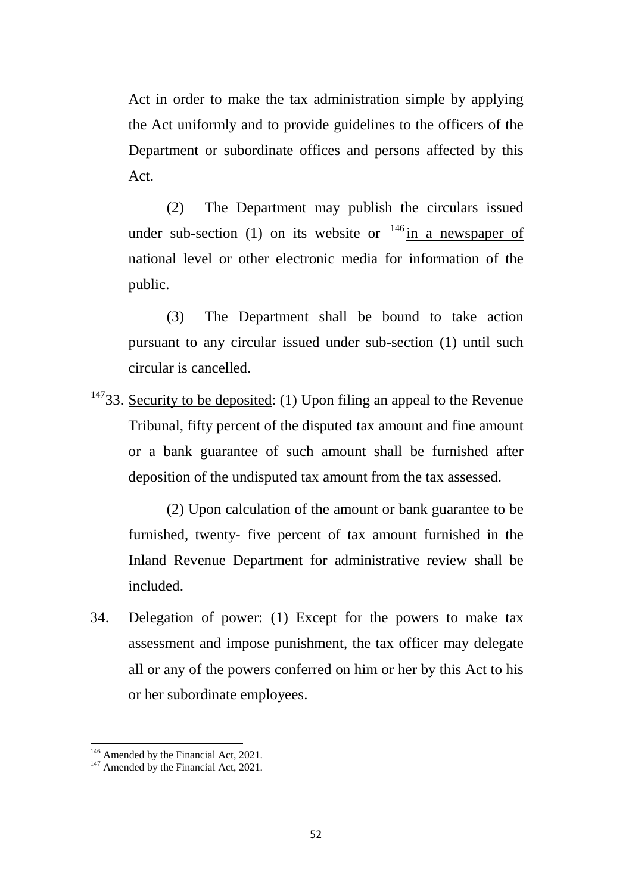Act in order to make the tax administration simple by applying the Act uniformly and to provide guidelines to the officers of the Department or subordinate offices and persons affected by this Act.

(2) The Department may publish the circulars issued under sub-section (1) on its website or [146] in a newspaper of national level or other electronic media for information of the public.

(3) The Department shall be bound to take action pursuant to any circular issued under sub-section (1) until such circular is cancelled.

[147] 33. Security to be deposited: (1) Upon filing an appeal to the Revenue Tribunal, fifty percent of the disputed tax amount and fine amount or a bank guarantee of such amount shall be furnished after deposition of the undisputed tax amount from the tax assessed.

(2) Upon calculation of the amount or bank guarantee to be furnished, twenty- five percent of tax amount furnished in the Inland Revenue Department for administrative review shall be included.

34. Delegation of power: (1) Except for the powers to make tax assessment and impose punishment, the tax officer may delegate all or any of the powers conferred on him or her by this Act to his or her subordinate employees.

---

[146] Amended by the Financial Act, 2021.

[147] Amended by the Financial Act, 2021.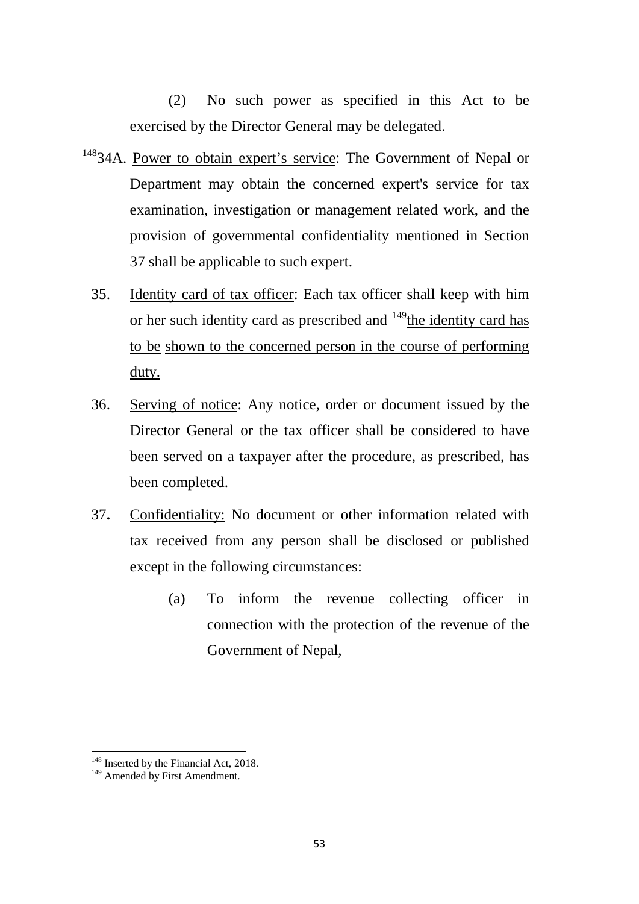(2) No such power as specified in this Act to be exercised by the Director General may be delegated.

[148]34A. Power to obtain expert's service: The Government of Nepal or Department may obtain the concerned expert's service for tax examination, investigation or management related work, and the provision of governmental confidentiality mentioned in Section 37 shall be applicable to such expert.

35. Identity card of tax officer: Each tax officer shall keep with him or her such identity card as prescribed and [149]the identity card has to be shown to the concerned person in the course of performing duty.

36. Serving of notice: Any notice, order or document issued by the Director General or the tax officer shall be considered to have been served on a taxpayer after the procedure, as prescribed, has been completed.

37. Confidentiality: No document or other information related with tax received from any person shall be disclosed or published except in the following circumstances:

(a) To inform the revenue collecting officer in connection with the protection of the revenue of the Government of Nepal,

---

[148] Inserted by the Financial Act, 2018.

[149] Amended by First Amendment.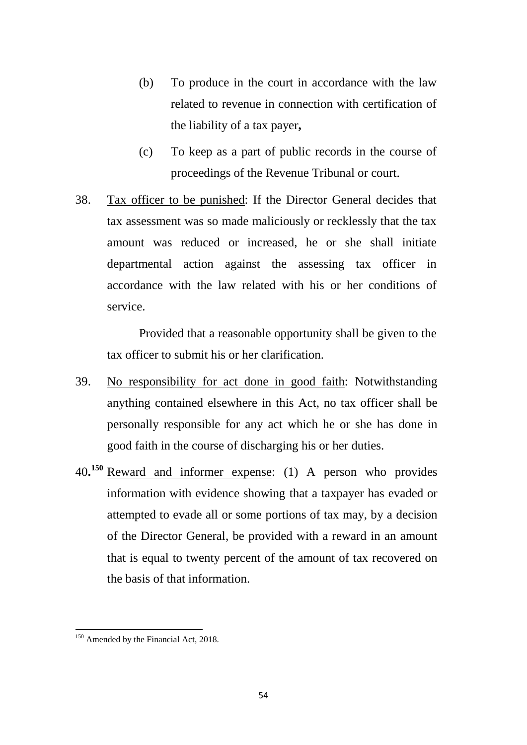(b) To produce in the court in accordance with the law related to revenue in connection with certification of the liability of a tax payer**,**

(c) To keep as a part of public records in the course of proceedings of the Revenue Tribunal or court.

38. Tax officer to be punished: If the Director General decides that tax assessment was so made maliciously or recklessly that the tax amount was reduced or increased, he or she shall initiate departmental action against the assessing tax officer in accordance with the law related with his or her conditions of service.

Provided that a reasonable opportunity shall be given to the tax officer to submit his or her clarification.

39. No responsibility for act done in good faith: Notwithstanding anything contained elsewhere in this Act, no tax officer shall be personally responsible for any act which he or she has done in good faith in the course of discharging his or her duties.

40**.**[150] Reward and informer expense: (1) A person who provides information with evidence showing that a taxpayer has evaded or attempted to evade all or some portions of tax may, by a decision of the Director General, be provided with a reward in an amount that is equal to twenty percent of the amount of tax recovered on the basis of that information.

[150] Amended by the Financial Act, 2018.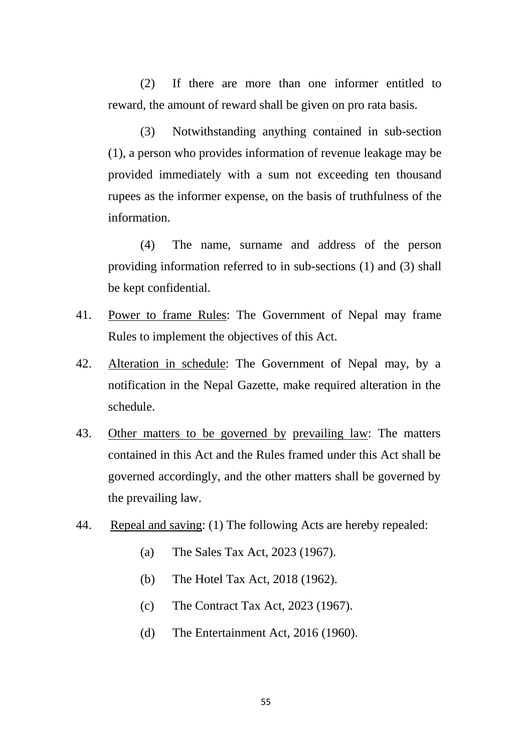(2) If there are more than one informer entitled to reward, the amount of reward shall be given on pro rata basis.

(3) Notwithstanding anything contained in sub-section (1), a person who provides information of revenue leakage may be provided immediately with a sum not exceeding ten thousand rupees as the informer expense, on the basis of truthfulness of the information.

(4) The name, surname and address of the person providing information referred to in sub-sections (1) and (3) shall be kept confidential.

41. <u>Power to frame Rules</u>: The Government of Nepal may frame Rules to implement the objectives of this Act.

42. <u>Alteration in schedule</u>: The Government of Nepal may, by a notification in the Nepal Gazette, make required alteration in the schedule.

43. <u>Other matters to be governed by prevailing law</u>: The matters contained in this Act and the Rules framed under this Act shall be governed accordingly, and the other matters shall be governed by the prevailing law.

44. <u>Repeal and saving</u>: (1) The following Acts are hereby repealed:

   (a) The Sales Tax Act, 2023 (1967).

   (b) The Hotel Tax Act, 2018 (1962).

   (c) The Contract Tax Act, 2023 (1967).

   (d) The Entertainment Act, 2016 (1960).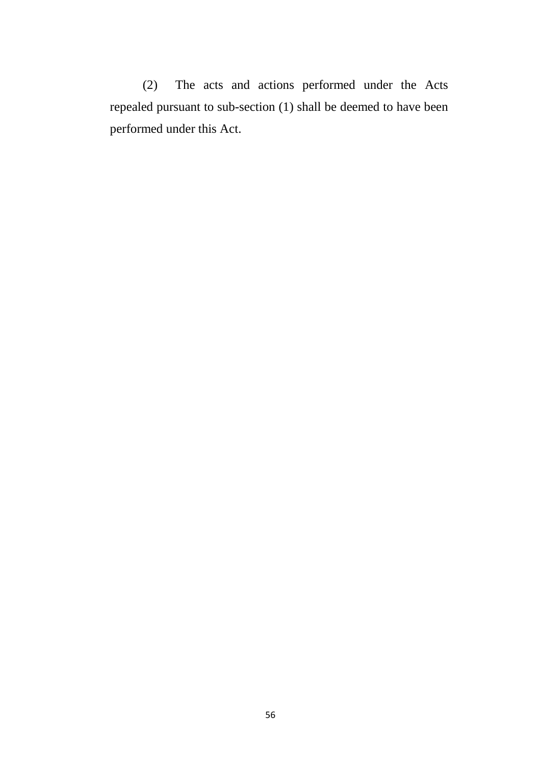(2) The acts and actions performed under the Acts repealed pursuant to sub-section (1) shall be deemed to have been performed under this Act.